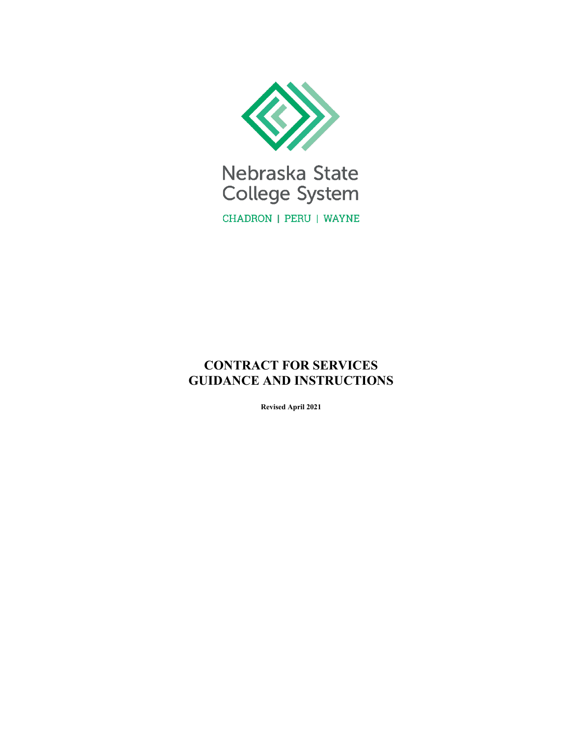Nebraska State College System

CHADRON | PERU | WAYNE

# CONTRACT FOR SERVICES GUIDANCE AND INSTRUCTIONS

**Revised April 2021**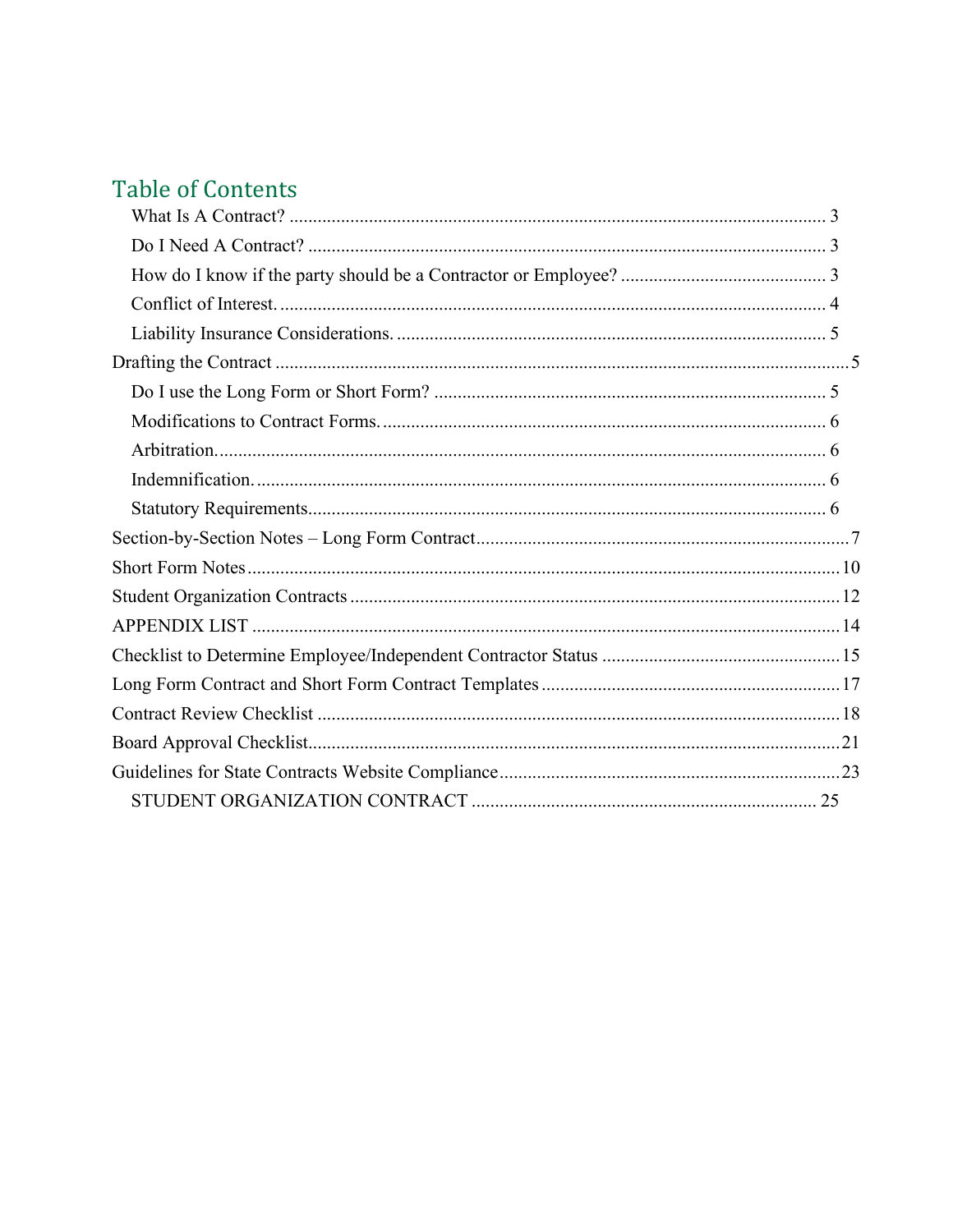# Table of Contents

- What Is A Contract? ..... 3
- Do I Need A Contract? ..... 3
- How do I know if the party should be a Contractor or Employee? ..... 3
- Conflict of Interest. ..... 4
- Liability Insurance Considerations. ..... 5

Drafting the Contract ..... 5

- Do I use the Long Form or Short Form? ..... 5
- Modifications to Contract Forms. ..... 6
- Arbitration. ..... 6
- Indemnification. ..... 6
- Statutory Requirements. ..... 6

Section-by-Section Notes – Long Form Contract ..... 7

Short Form Notes ..... 10

Student Organization Contracts ..... 12

APPENDIX LIST ..... 14

Checklist to Determine Employee/Independent Contractor Status ..... 15

Long Form Contract and Short Form Contract Templates ..... 17

Contract Review Checklist ..... 18

Board Approval Checklist ..... 21

Guidelines for State Contracts Website Compliance ..... 23

- STUDENT ORGANIZATION CONTRACT ..... 25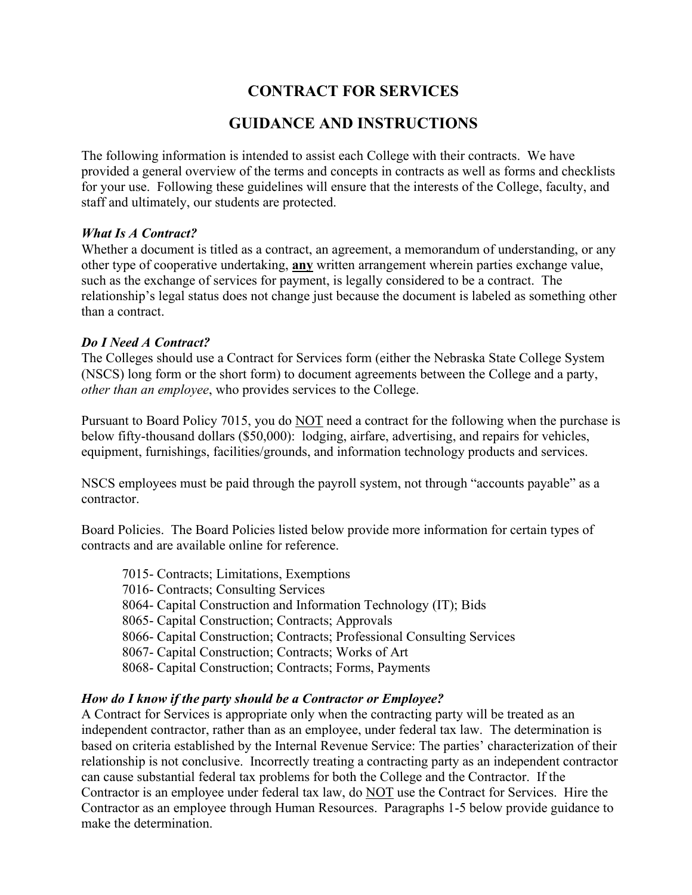# CONTRACT FOR SERVICES

# GUIDANCE AND INSTRUCTIONS

The following information is intended to assist each College with their contracts. We have provided a general overview of the terms and concepts in contracts as well as forms and checklists for your use. Following these guidelines will ensure that the interests of the College, faculty, and staff and ultimately, our students are protected.

***What Is A Contract?***

Whether a document is titled as a contract, an agreement, a memorandum of understanding, or any other type of cooperative undertaking, <u>**any**</u> written arrangement wherein parties exchange value, such as the exchange of services for payment, is legally considered to be a contract. The relationship's legal status does not change just because the document is labeled as something other than a contract.

***Do I Need A Contract?***

The Colleges should use a Contract for Services form (either the Nebraska State College System (NSCS) long form or the short form) to document agreements between the College and a party, *other than an employee*, who provides services to the College.

Pursuant to Board Policy 7015, you do <u>NOT</u> need a contract for the following when the purchase is below fifty-thousand dollars ($50,000): lodging, airfare, advertising, and repairs for vehicles, equipment, furnishings, facilities/grounds, and information technology products and services.

NSCS employees must be paid through the payroll system, not through "accounts payable" as a contractor.

Board Policies. The Board Policies listed below provide more information for certain types of contracts and are available online for reference.

- 7015- Contracts; Limitations, Exemptions
- 7016- Contracts; Consulting Services
- 8064- Capital Construction and Information Technology (IT); Bids
- 8065- Capital Construction; Contracts; Approvals
- 8066- Capital Construction; Contracts; Professional Consulting Services
- 8067- Capital Construction; Contracts; Works of Art
- 8068- Capital Construction; Contracts; Forms, Payments

***How do I know if the party should be a Contractor or Employee?***

A Contract for Services is appropriate only when the contracting party will be treated as an independent contractor, rather than as an employee, under federal tax law. The determination is based on criteria established by the Internal Revenue Service: The parties' characterization of their relationship is not conclusive. Incorrectly treating a contracting party as an independent contractor can cause substantial federal tax problems for both the College and the Contractor. If the Contractor is an employee under federal tax law, do <u>NOT</u> use the Contract for Services. Hire the Contractor as an employee through Human Resources. Paragraphs 1-5 below provide guidance to make the determination.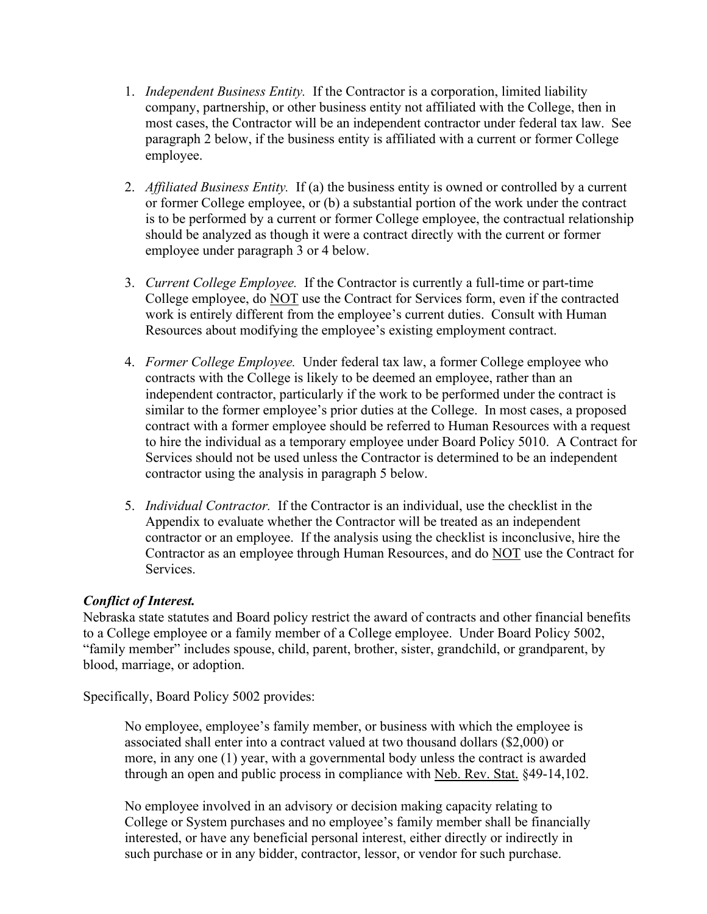1. *Independent Business Entity.* If the Contractor is a corporation, limited liability company, partnership, or other business entity not affiliated with the College, then in most cases, the Contractor will be an independent contractor under federal tax law. See paragraph 2 below, if the business entity is affiliated with a current or former College employee.

2. *Affiliated Business Entity.* If (a) the business entity is owned or controlled by a current or former College employee, or (b) a substantial portion of the work under the contract is to be performed by a current or former College employee, the contractual relationship should be analyzed as though it were a contract directly with the current or former employee under paragraph 3 or 4 below.

3. *Current College Employee.* If the Contractor is currently a full-time or part-time College employee, do <u>NOT</u> use the Contract for Services form, even if the contracted work is entirely different from the employee's current duties. Consult with Human Resources about modifying the employee's existing employment contract.

4. *Former College Employee.* Under federal tax law, a former College employee who contracts with the College is likely to be deemed an employee, rather than an independent contractor, particularly if the work to be performed under the contract is similar to the former employee's prior duties at the College. In most cases, a proposed contract with a former employee should be referred to Human Resources with a request to hire the individual as a temporary employee under Board Policy 5010. A Contract for Services should not be used unless the Contractor is determined to be an independent contractor using the analysis in paragraph 5 below.

5. *Individual Contractor.* If the Contractor is an individual, use the checklist in the Appendix to evaluate whether the Contractor will be treated as an independent contractor or an employee. If the analysis using the checklist is inconclusive, hire the Contractor as an employee through Human Resources, and do <u>NOT</u> use the Contract for Services.

***Conflict of Interest.***

Nebraska state statutes and Board policy restrict the award of contracts and other financial benefits to a College employee or a family member of a College employee. Under Board Policy 5002, "family member" includes spouse, child, parent, brother, sister, grandchild, or grandparent, by blood, marriage, or adoption.

Specifically, Board Policy 5002 provides:

> No employee, employee's family member, or business with which the employee is associated shall enter into a contract valued at two thousand dollars ($2,000) or more, in any one (1) year, with a governmental body unless the contract is awarded through an open and public process in compliance with <u>Neb. Rev. Stat.</u> §49-14,102.
>
> No employee involved in an advisory or decision making capacity relating to College or System purchases and no employee's family member shall be financially interested, or have any beneficial personal interest, either directly or indirectly in such purchase or in any bidder, contractor, lessor, or vendor for such purchase.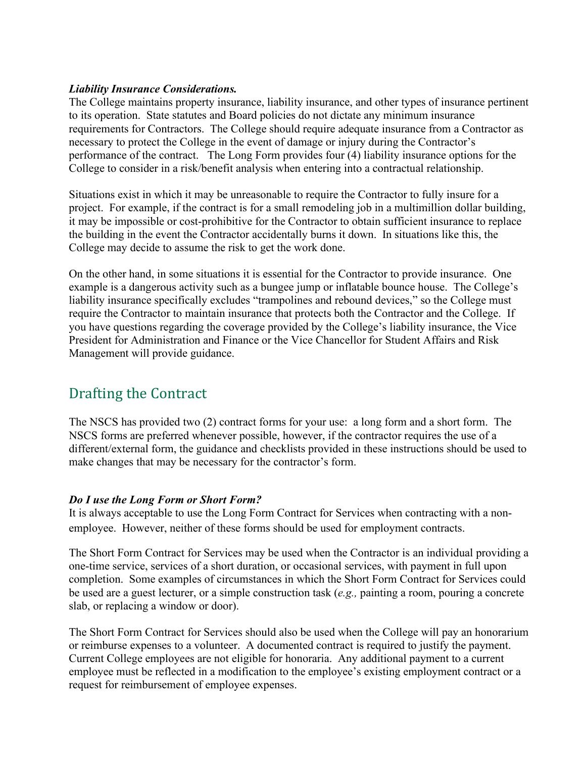***Liability Insurance Considerations.***
The College maintains property insurance, liability insurance, and other types of insurance pertinent to its operation. State statutes and Board policies do not dictate any minimum insurance requirements for Contractors. The College should require adequate insurance from a Contractor as necessary to protect the College in the event of damage or injury during the Contractor's performance of the contract. The Long Form provides four (4) liability insurance options for the College to consider in a risk/benefit analysis when entering into a contractual relationship.

Situations exist in which it may be unreasonable to require the Contractor to fully insure for a project. For example, if the contract is for a small remodeling job in a multimillion dollar building, it may be impossible or cost-prohibitive for the Contractor to obtain sufficient insurance to replace the building in the event the Contractor accidentally burns it down. In situations like this, the College may decide to assume the risk to get the work done.

On the other hand, in some situations it is essential for the Contractor to provide insurance. One example is a dangerous activity such as a bungee jump or inflatable bounce house. The College's liability insurance specifically excludes "trampolines and rebound devices," so the College must require the Contractor to maintain insurance that protects both the Contractor and the College. If you have questions regarding the coverage provided by the College's liability insurance, the Vice President for Administration and Finance or the Vice Chancellor for Student Affairs and Risk Management will provide guidance.

## Drafting the Contract

The NSCS has provided two (2) contract forms for your use: a long form and a short form. The NSCS forms are preferred whenever possible, however, if the contractor requires the use of a different/external form, the guidance and checklists provided in these instructions should be used to make changes that may be necessary for the contractor's form.

***Do I use the Long Form or Short Form?***
It is always acceptable to use the Long Form Contract for Services when contracting with a non-employee. However, neither of these forms should be used for employment contracts.

The Short Form Contract for Services may be used when the Contractor is an individual providing a one-time service, services of a short duration, or occasional services, with payment in full upon completion. Some examples of circumstances in which the Short Form Contract for Services could be used are a guest lecturer, or a simple construction task (*e.g.,* painting a room, pouring a concrete slab, or replacing a window or door).

The Short Form Contract for Services should also be used when the College will pay an honorarium or reimburse expenses to a volunteer. A documented contract is required to justify the payment. Current College employees are not eligible for honoraria. Any additional payment to a current employee must be reflected in a modification to the employee's existing employment contract or a request for reimbursement of employee expenses.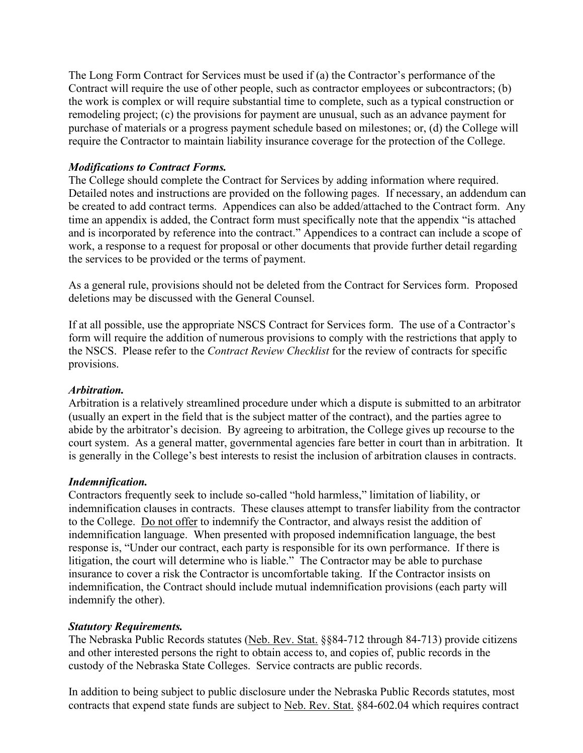The Long Form Contract for Services must be used if (a) the Contractor's performance of the Contract will require the use of other people, such as contractor employees or subcontractors; (b) the work is complex or will require substantial time to complete, such as a typical construction or remodeling project; (c) the provisions for payment are unusual, such as an advance payment for purchase of materials or a progress payment schedule based on milestones; or, (d) the College will require the Contractor to maintain liability insurance coverage for the protection of the College.

***Modifications to Contract Forms.***

The College should complete the Contract for Services by adding information where required. Detailed notes and instructions are provided on the following pages. If necessary, an addendum can be created to add contract terms. Appendices can also be added/attached to the Contract form. Any time an appendix is added, the Contract form must specifically note that the appendix "is attached and is incorporated by reference into the contract." Appendices to a contract can include a scope of work, a response to a request for proposal or other documents that provide further detail regarding the services to be provided or the terms of payment.

As a general rule, provisions should not be deleted from the Contract for Services form. Proposed deletions may be discussed with the General Counsel.

If at all possible, use the appropriate NSCS Contract for Services form. The use of a Contractor's form will require the addition of numerous provisions to comply with the restrictions that apply to the NSCS. Please refer to the *Contract Review Checklist* for the review of contracts for specific provisions.

***Arbitration.***

Arbitration is a relatively streamlined procedure under which a dispute is submitted to an arbitrator (usually an expert in the field that is the subject matter of the contract), and the parties agree to abide by the arbitrator's decision. By agreeing to arbitration, the College gives up recourse to the court system. As a general matter, governmental agencies fare better in court than in arbitration. It is generally in the College's best interests to resist the inclusion of arbitration clauses in contracts.

***Indemnification.***

Contractors frequently seek to include so-called "hold harmless," limitation of liability, or indemnification clauses in contracts. These clauses attempt to transfer liability from the contractor to the College. <u>Do not offer</u> to indemnify the Contractor, and always resist the addition of indemnification language. When presented with proposed indemnification language, the best response is, "Under our contract, each party is responsible for its own performance. If there is litigation, the court will determine who is liable." The Contractor may be able to purchase insurance to cover a risk the Contractor is uncomfortable taking. If the Contractor insists on indemnification, the Contract should include mutual indemnification provisions (each party will indemnify the other).

***Statutory Requirements.***

The Nebraska Public Records statutes (<u>Neb. Rev. Stat.</u> §§84-712 through 84-713) provide citizens and other interested persons the right to obtain access to, and copies of, public records in the custody of the Nebraska State Colleges. Service contracts are public records.

In addition to being subject to public disclosure under the Nebraska Public Records statutes, most contracts that expend state funds are subject to <u>Neb. Rev. Stat.</u> §84-602.04 which requires contract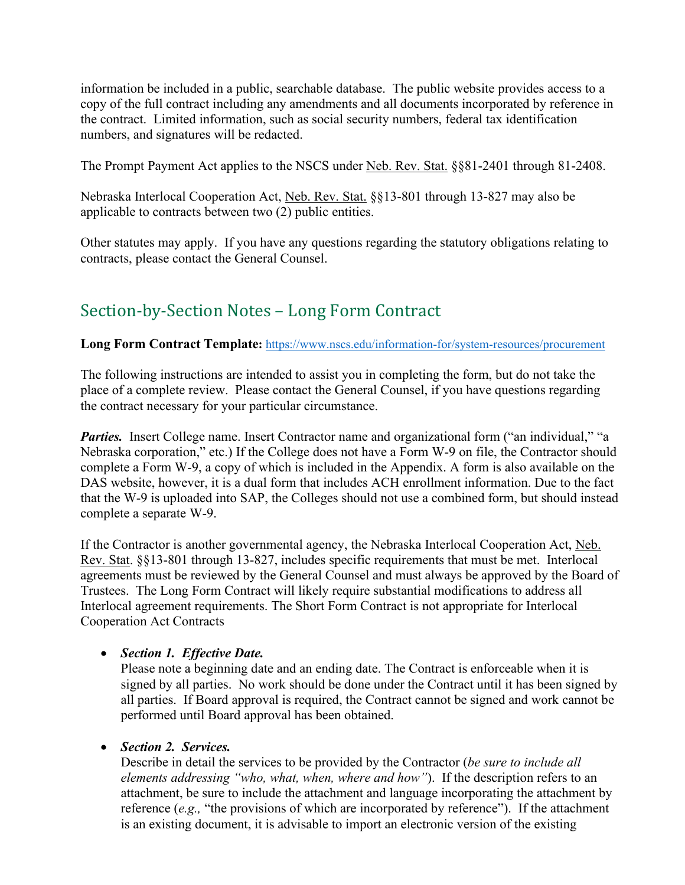information be included in a public, searchable database. The public website provides access to a copy of the full contract including any amendments and all documents incorporated by reference in the contract. Limited information, such as social security numbers, federal tax identification numbers, and signatures will be redacted.

The Prompt Payment Act applies to the NSCS under Neb. Rev. Stat. §§81-2401 through 81-2408.

Nebraska Interlocal Cooperation Act, Neb. Rev. Stat. §§13-801 through 13-827 may also be applicable to contracts between two (2) public entities.

Other statutes may apply. If you have any questions regarding the statutory obligations relating to contracts, please contact the General Counsel.

## Section-by-Section Notes – Long Form Contract

**Long Form Contract Template:** https://www.nscs.edu/information-for/system-resources/procurement

The following instructions are intended to assist you in completing the form, but do not take the place of a complete review. Please contact the General Counsel, if you have questions regarding the contract necessary for your particular circumstance.

***Parties.*** Insert College name. Insert Contractor name and organizational form ("an individual," "a Nebraska corporation," etc.) If the College does not have a Form W-9 on file, the Contractor should complete a Form W-9, a copy of which is included in the Appendix. A form is also available on the DAS website, however, it is a dual form that includes ACH enrollment information. Due to the fact that the W-9 is uploaded into SAP, the Colleges should not use a combined form, but should instead complete a separate W-9.

If the Contractor is another governmental agency, the Nebraska Interlocal Cooperation Act, Neb. Rev. Stat. §§13-801 through 13-827, includes specific requirements that must be met. Interlocal agreements must be reviewed by the General Counsel and must always be approved by the Board of Trustees. The Long Form Contract will likely require substantial modifications to address all Interlocal agreement requirements. The Short Form Contract is not appropriate for Interlocal Cooperation Act Contracts

- ***Section 1. Effective Date.***
  Please note a beginning date and an ending date. The Contract is enforceable when it is signed by all parties. No work should be done under the Contract until it has been signed by all parties. If Board approval is required, the Contract cannot be signed and work cannot be performed until Board approval has been obtained.

- ***Section 2. Services.***
  Describe in detail the services to be provided by the Contractor (*be sure to include all elements addressing "who, what, when, where and how"*). If the description refers to an attachment, be sure to include the attachment and language incorporating the attachment by reference (*e.g.,* "the provisions of which are incorporated by reference"). If the attachment is an existing document, it is advisable to import an electronic version of the existing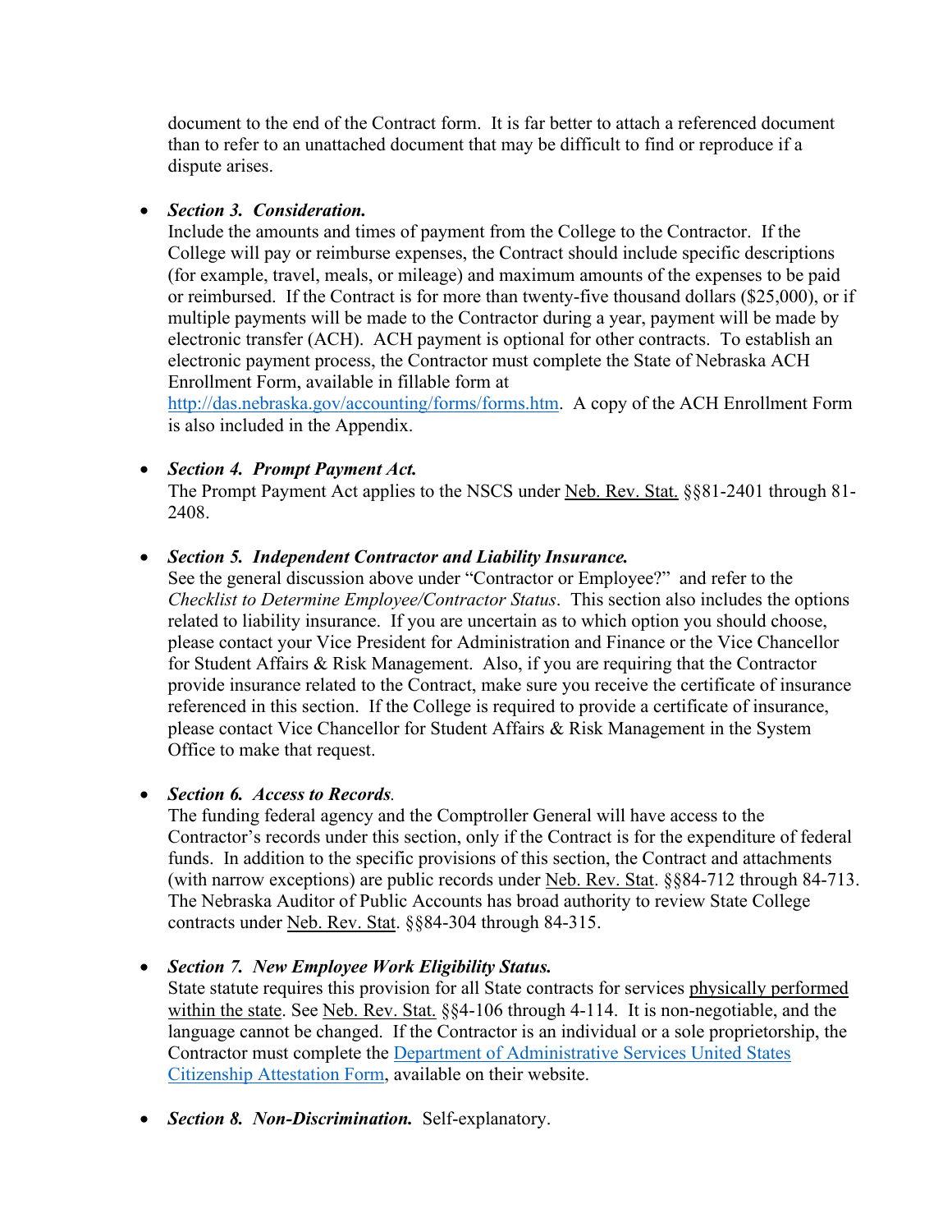document to the end of the Contract form. It is far better to attach a referenced document than to refer to an unattached document that may be difficult to find or reproduce if a dispute arises.

- ***Section 3. Consideration.***
  Include the amounts and times of payment from the College to the Contractor. If the College will pay or reimburse expenses, the Contract should include specific descriptions (for example, travel, meals, or mileage) and maximum amounts of the expenses to be paid or reimbursed. If the Contract is for more than twenty-five thousand dollars ($25,000), or if multiple payments will be made to the Contractor during a year, payment will be made by electronic transfer (ACH). ACH payment is optional for other contracts. To establish an electronic payment process, the Contractor must complete the State of Nebraska ACH Enrollment Form, available in fillable form at [http://das.nebraska.gov/accounting/forms/forms.htm](http://das.nebraska.gov/accounting/forms/forms.htm). A copy of the ACH Enrollment Form is also included in the Appendix.

- ***Section 4. Prompt Payment Act.***
  The Prompt Payment Act applies to the NSCS under Neb. Rev. Stat. §§81-2401 through 81-2408.

- ***Section 5. Independent Contractor and Liability Insurance.***
  See the general discussion above under "Contractor or Employee?" and refer to the *Checklist to Determine Employee/Contractor Status*. This section also includes the options related to liability insurance. If you are uncertain as to which option you should choose, please contact your Vice President for Administration and Finance or the Vice Chancellor for Student Affairs & Risk Management. Also, if you are requiring that the Contractor provide insurance related to the Contract, make sure you receive the certificate of insurance referenced in this section. If the College is required to provide a certificate of insurance, please contact Vice Chancellor for Student Affairs & Risk Management in the System Office to make that request.

- ***Section 6. Access to Records.***
  The funding federal agency and the Comptroller General will have access to the Contractor's records under this section, only if the Contract is for the expenditure of federal funds. In addition to the specific provisions of this section, the Contract and attachments (with narrow exceptions) are public records under Neb. Rev. Stat. §§84-712 through 84-713. The Nebraska Auditor of Public Accounts has broad authority to review State College contracts under Neb. Rev. Stat. §§84-304 through 84-315.

- ***Section 7. New Employee Work Eligibility Status.***
  State statute requires this provision for all State contracts for services physically performed within the state. See Neb. Rev. Stat. §§4-106 through 4-114. It is non-negotiable, and the language cannot be changed. If the Contractor is an individual or a sole proprietorship, the Contractor must complete the Department of Administrative Services United States Citizenship Attestation Form, available on their website.

- ***Section 8. Non-Discrimination.*** Self-explanatory.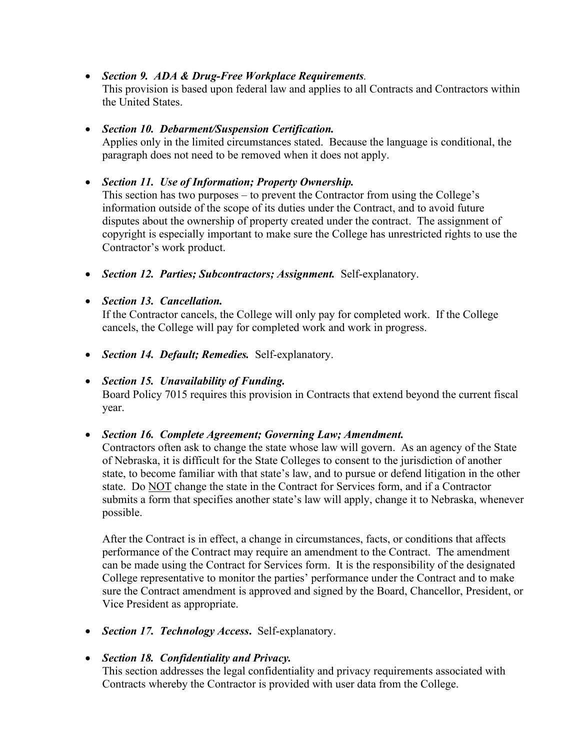- ***Section 9. ADA & Drug-Free Workplace Requirements*.**
  This provision is based upon federal law and applies to all Contracts and Contractors within the United States.

- ***Section 10. Debarment/Suspension Certification.***
  Applies only in the limited circumstances stated. Because the language is conditional, the paragraph does not need to be removed when it does not apply.

- ***Section 11. Use of Information; Property Ownership.***
  This section has two purposes – to prevent the Contractor from using the College's information outside of the scope of its duties under the Contract, and to avoid future disputes about the ownership of property created under the contract. The assignment of copyright is especially important to make sure the College has unrestricted rights to use the Contractor's work product.

- ***Section 12. Parties; Subcontractors; Assignment.*** Self-explanatory.

- ***Section 13. Cancellation.***
  If the Contractor cancels, the College will only pay for completed work. If the College cancels, the College will pay for completed work and work in progress.

- ***Section 14. Default; Remedies.*** Self-explanatory.

- ***Section 15. Unavailability of Funding.***
  Board Policy 7015 requires this provision in Contracts that extend beyond the current fiscal year.

- ***Section 16. Complete Agreement; Governing Law; Amendment.***
  Contractors often ask to change the state whose law will govern. As an agency of the State of Nebraska, it is difficult for the State Colleges to consent to the jurisdiction of another state, to become familiar with that state's law, and to pursue or defend litigation in the other state. Do <u>NOT</u> change the state in the Contract for Services form, and if a Contractor submits a form that specifies another state's law will apply, change it to Nebraska, whenever possible.

  After the Contract is in effect, a change in circumstances, facts, or conditions that affects performance of the Contract may require an amendment to the Contract. The amendment can be made using the Contract for Services form. It is the responsibility of the designated College representative to monitor the parties' performance under the Contract and to make sure the Contract amendment is approved and signed by the Board, Chancellor, President, or Vice President as appropriate.

- ***Section 17. Technology Access.*** Self-explanatory.

- ***Section 18. Confidentiality and Privacy.***
  This section addresses the legal confidentiality and privacy requirements associated with Contracts whereby the Contractor is provided with user data from the College.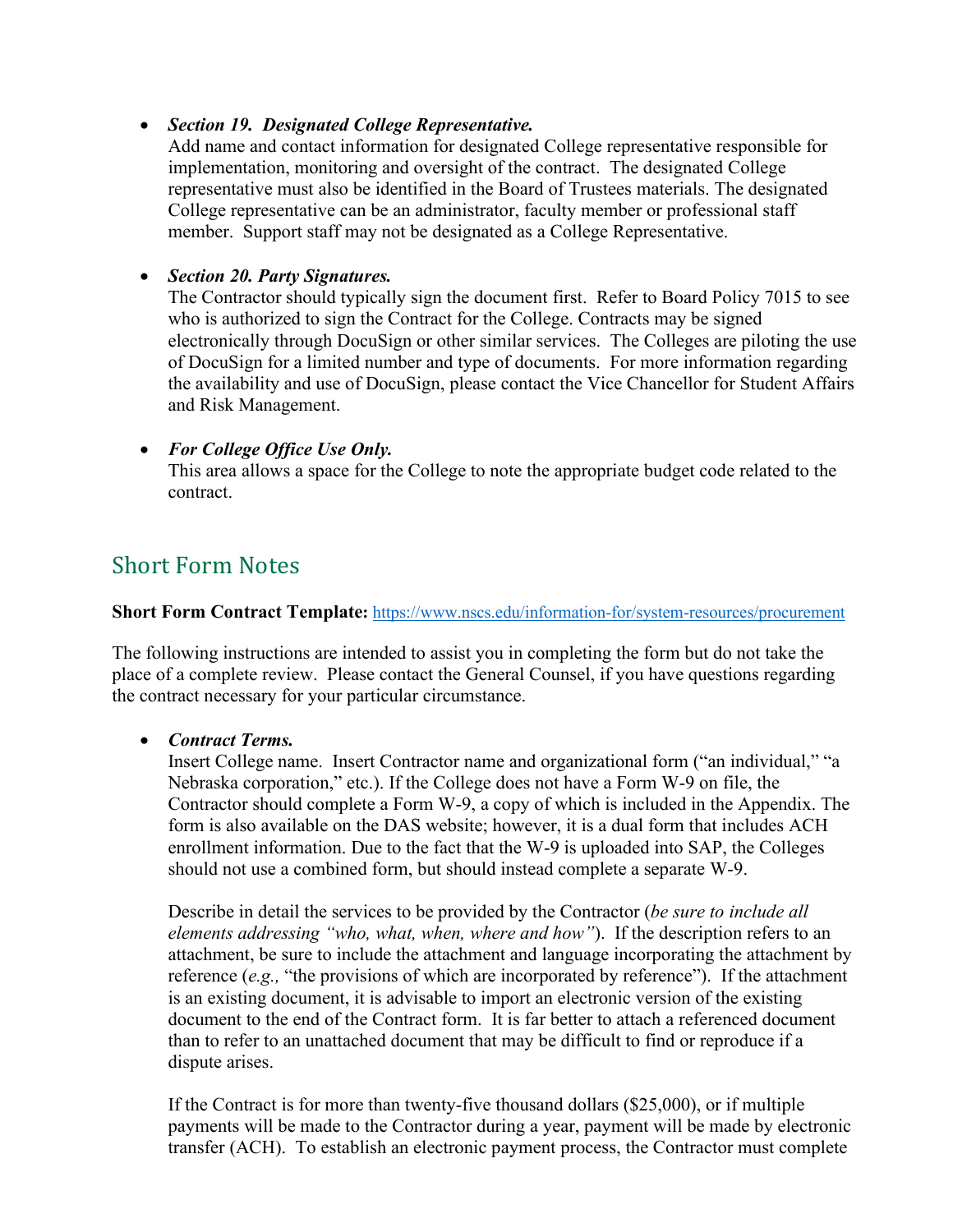- ***Section 19. Designated College Representative.***
  Add name and contact information for designated College representative responsible for implementation, monitoring and oversight of the contract. The designated College representative must also be identified in the Board of Trustees materials. The designated College representative can be an administrator, faculty member or professional staff member. Support staff may not be designated as a College Representative.

- ***Section 20. Party Signatures.***
  The Contractor should typically sign the document first. Refer to Board Policy 7015 to see who is authorized to sign the Contract for the College. Contracts may be signed electronically through DocuSign or other similar services. The Colleges are piloting the use of DocuSign for a limited number and type of documents. For more information regarding the availability and use of DocuSign, please contact the Vice Chancellor for Student Affairs and Risk Management.

- ***For College Office Use Only.***
  This area allows a space for the College to note the appropriate budget code related to the contract.

## Short Form Notes

**Short Form Contract Template:** [https://www.nscs.edu/information-for/system-resources/procurement](https://www.nscs.edu/information-for/system-resources/procurement)

The following instructions are intended to assist you in completing the form but do not take the place of a complete review. Please contact the General Counsel, if you have questions regarding the contract necessary for your particular circumstance.

- ***Contract Terms.***
  Insert College name. Insert Contractor name and organizational form ("an individual," "a Nebraska corporation," etc.). If the College does not have a Form W-9 on file, the Contractor should complete a Form W-9, a copy of which is included in the Appendix. The form is also available on the DAS website; however, it is a dual form that includes ACH enrollment information. Due to the fact that the W-9 is uploaded into SAP, the Colleges should not use a combined form, but should instead complete a separate W-9.

  Describe in detail the services to be provided by the Contractor (*be sure to include all elements addressing "who, what, when, where and how"*). If the description refers to an attachment, be sure to include the attachment and language incorporating the attachment by reference (*e.g.,* "the provisions of which are incorporated by reference"). If the attachment is an existing document, it is advisable to import an electronic version of the existing document to the end of the Contract form. It is far better to attach a referenced document than to refer to an unattached document that may be difficult to find or reproduce if a dispute arises.

  If the Contract is for more than twenty-five thousand dollars ($25,000), or if multiple payments will be made to the Contractor during a year, payment will be made by electronic transfer (ACH). To establish an electronic payment process, the Contractor must complete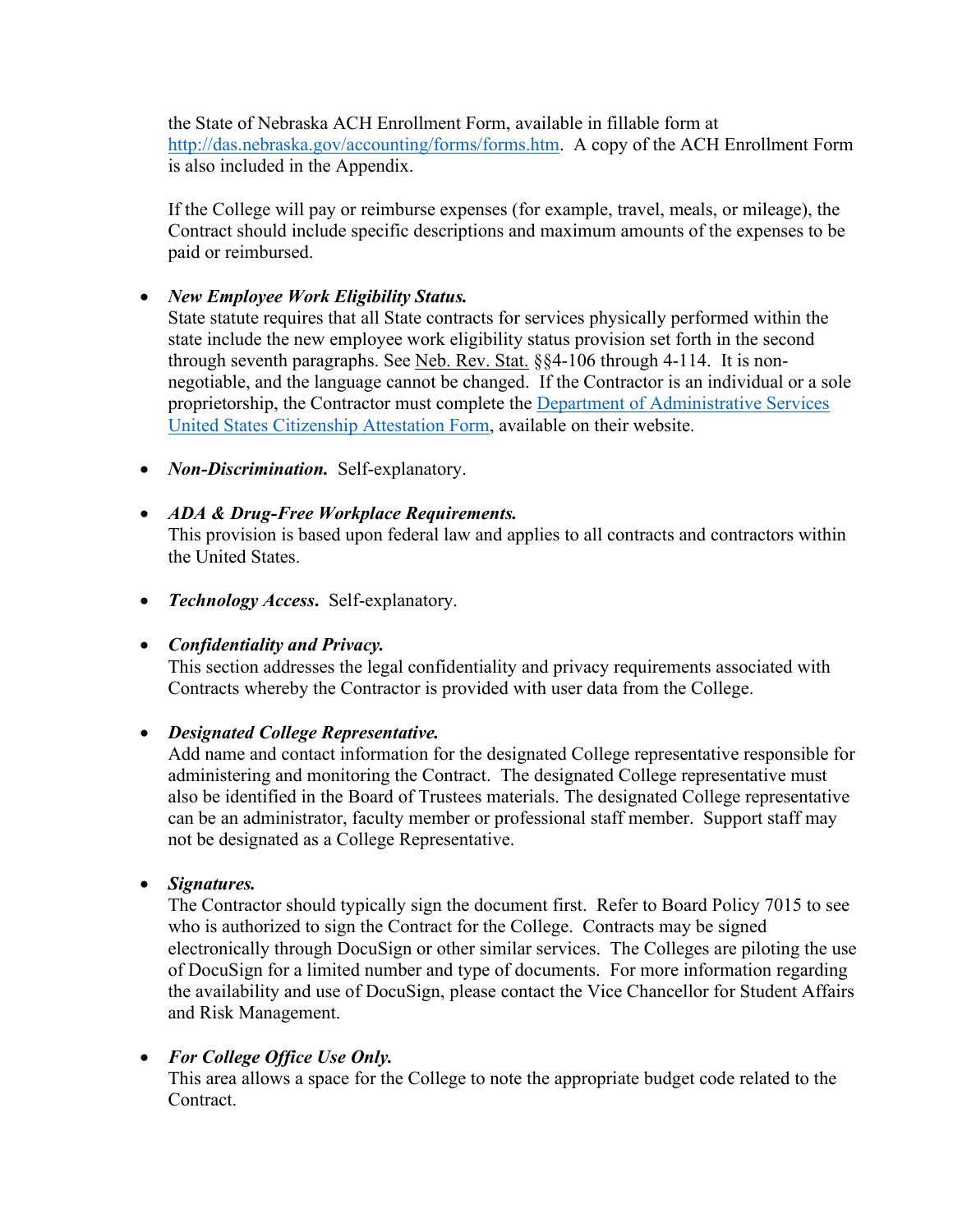the State of Nebraska ACH Enrollment Form, available in fillable form at [http://das.nebraska.gov/accounting/forms/forms.htm](http://das.nebraska.gov/accounting/forms/forms.htm). A copy of the ACH Enrollment Form is also included in the Appendix.

If the College will pay or reimburse expenses (for example, travel, meals, or mileage), the Contract should include specific descriptions and maximum amounts of the expenses to be paid or reimbursed.

- ***New Employee Work Eligibility Status.***
  State statute requires that all State contracts for services physically performed within the state include the new employee work eligibility status provision set forth in the second through seventh paragraphs. See Neb. Rev. Stat. §§4-106 through 4-114. It is non-negotiable, and the language cannot be changed. If the Contractor is an individual or a sole proprietorship, the Contractor must complete the Department of Administrative Services United States Citizenship Attestation Form, available on their website.

- ***Non-Discrimination.*** Self-explanatory.

- ***ADA & Drug-Free Workplace Requirements.***
  This provision is based upon federal law and applies to all contracts and contractors within the United States.

- ***Technology Access.*** Self-explanatory.

- ***Confidentiality and Privacy.***
  This section addresses the legal confidentiality and privacy requirements associated with Contracts whereby the Contractor is provided with user data from the College.

- ***Designated College Representative.***
  Add name and contact information for the designated College representative responsible for administering and monitoring the Contract. The designated College representative must also be identified in the Board of Trustees materials. The designated College representative can be an administrator, faculty member or professional staff member. Support staff may not be designated as a College Representative.

- ***Signatures.***
  The Contractor should typically sign the document first. Refer to Board Policy 7015 to see who is authorized to sign the Contract for the College. Contracts may be signed electronically through DocuSign or other similar services. The Colleges are piloting the use of DocuSign for a limited number and type of documents. For more information regarding the availability and use of DocuSign, please contact the Vice Chancellor for Student Affairs and Risk Management.

- ***For College Office Use Only.***
  This area allows a space for the College to note the appropriate budget code related to the Contract.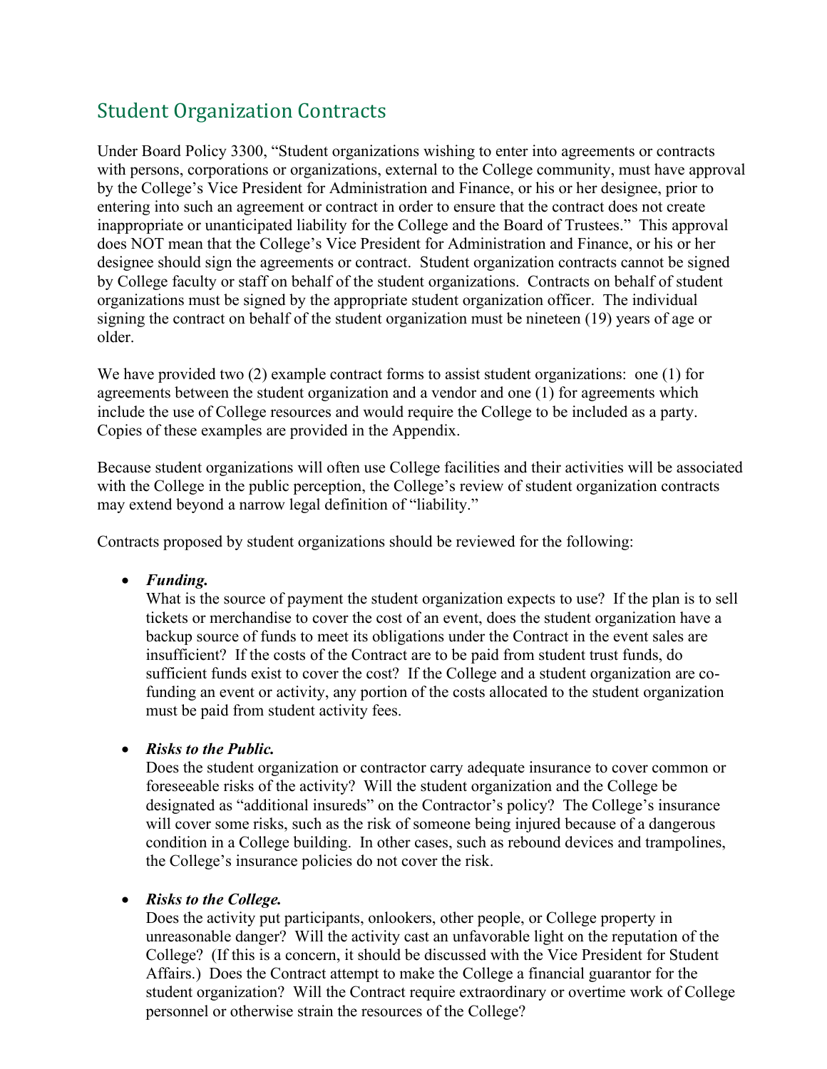## Student Organization Contracts

Under Board Policy 3300, "Student organizations wishing to enter into agreements or contracts with persons, corporations or organizations, external to the College community, must have approval by the College's Vice President for Administration and Finance, or his or her designee, prior to entering into such an agreement or contract in order to ensure that the contract does not create inappropriate or unanticipated liability for the College and the Board of Trustees." This approval does NOT mean that the College's Vice President for Administration and Finance, or his or her designee should sign the agreements or contract. Student organization contracts cannot be signed by College faculty or staff on behalf of the student organizations. Contracts on behalf of student organizations must be signed by the appropriate student organization officer. The individual signing the contract on behalf of the student organization must be nineteen (19) years of age or older.

We have provided two (2) example contract forms to assist student organizations: one (1) for agreements between the student organization and a vendor and one (1) for agreements which include the use of College resources and would require the College to be included as a party. Copies of these examples are provided in the Appendix.

Because student organizations will often use College facilities and their activities will be associated with the College in the public perception, the College's review of student organization contracts may extend beyond a narrow legal definition of "liability."

Contracts proposed by student organizations should be reviewed for the following:

- ***Funding.***
  What is the source of payment the student organization expects to use? If the plan is to sell tickets or merchandise to cover the cost of an event, does the student organization have a backup source of funds to meet its obligations under the Contract in the event sales are insufficient? If the costs of the Contract are to be paid from student trust funds, do sufficient funds exist to cover the cost? If the College and a student organization are co-funding an event or activity, any portion of the costs allocated to the student organization must be paid from student activity fees.

- ***Risks to the Public.***
  Does the student organization or contractor carry adequate insurance to cover common or foreseeable risks of the activity? Will the student organization and the College be designated as "additional insureds" on the Contractor's policy? The College's insurance will cover some risks, such as the risk of someone being injured because of a dangerous condition in a College building. In other cases, such as rebound devices and trampolines, the College's insurance policies do not cover the risk.

- ***Risks to the College.***
  Does the activity put participants, onlookers, other people, or College property in unreasonable danger? Will the activity cast an unfavorable light on the reputation of the College? (If this is a concern, it should be discussed with the Vice President for Student Affairs.) Does the Contract attempt to make the College a financial guarantor for the student organization? Will the Contract require extraordinary or overtime work of College personnel or otherwise strain the resources of the College?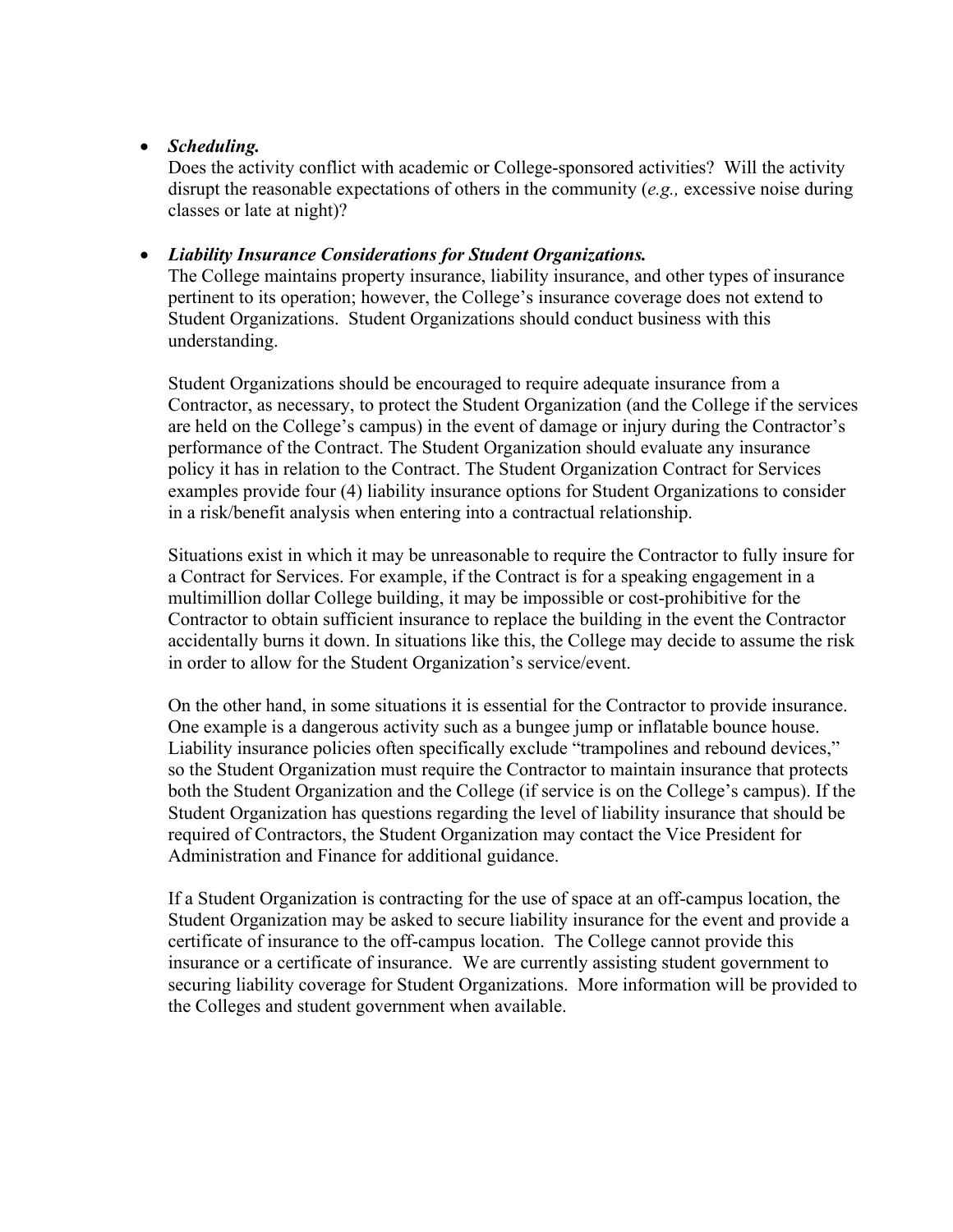- ***Scheduling.***
  Does the activity conflict with academic or College-sponsored activities? Will the activity disrupt the reasonable expectations of others in the community (*e.g.,* excessive noise during classes or late at night)?

- ***Liability Insurance Considerations for Student Organizations.***
  The College maintains property insurance, liability insurance, and other types of insurance pertinent to its operation; however, the College's insurance coverage does not extend to Student Organizations. Student Organizations should conduct business with this understanding.

  Student Organizations should be encouraged to require adequate insurance from a Contractor, as necessary, to protect the Student Organization (and the College if the services are held on the College's campus) in the event of damage or injury during the Contractor's performance of the Contract. The Student Organization should evaluate any insurance policy it has in relation to the Contract. The Student Organization Contract for Services examples provide four (4) liability insurance options for Student Organizations to consider in a risk/benefit analysis when entering into a contractual relationship.

  Situations exist in which it may be unreasonable to require the Contractor to fully insure for a Contract for Services. For example, if the Contract is for a speaking engagement in a multimillion dollar College building, it may be impossible or cost-prohibitive for the Contractor to obtain sufficient insurance to replace the building in the event the Contractor accidentally burns it down. In situations like this, the College may decide to assume the risk in order to allow for the Student Organization's service/event.

  On the other hand, in some situations it is essential for the Contractor to provide insurance. One example is a dangerous activity such as a bungee jump or inflatable bounce house. Liability insurance policies often specifically exclude "trampolines and rebound devices," so the Student Organization must require the Contractor to maintain insurance that protects both the Student Organization and the College (if service is on the College's campus). If the Student Organization has questions regarding the level of liability insurance that should be required of Contractors, the Student Organization may contact the Vice President for Administration and Finance for additional guidance.

  If a Student Organization is contracting for the use of space at an off-campus location, the Student Organization may be asked to secure liability insurance for the event and provide a certificate of insurance to the off-campus location. The College cannot provide this insurance or a certificate of insurance. We are currently assisting student government to securing liability coverage for Student Organizations. More information will be provided to the Colleges and student government when available.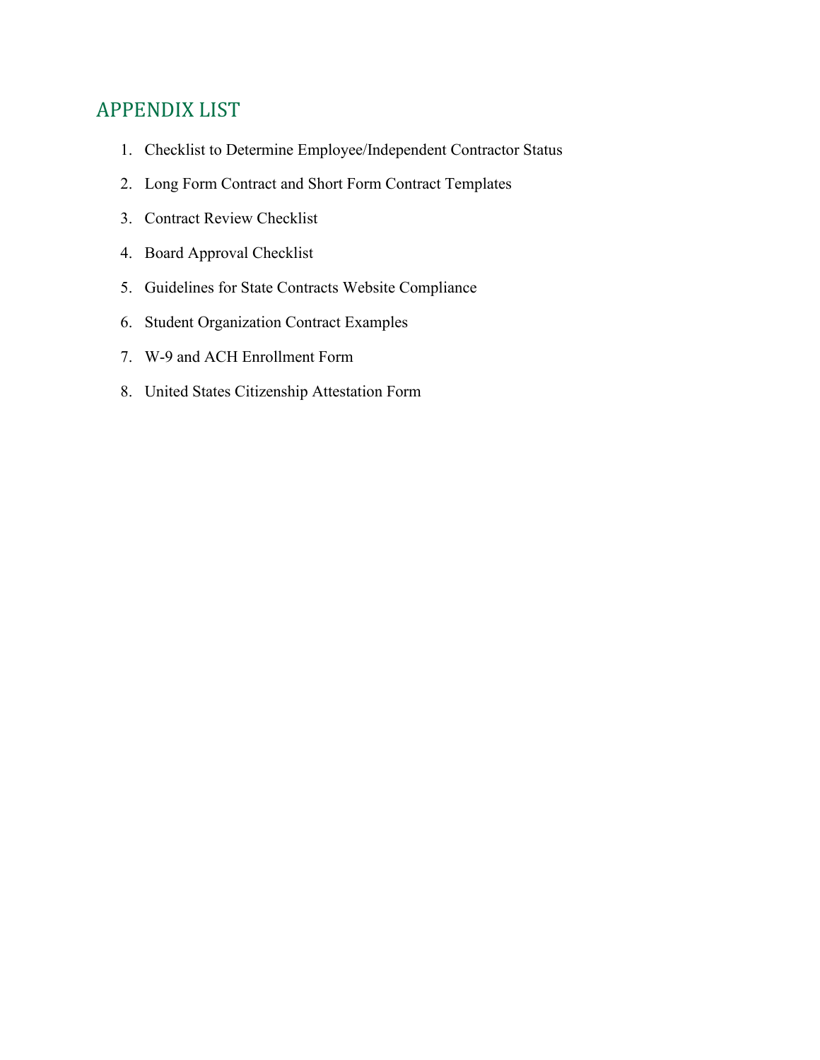## APPENDIX LIST

1. Checklist to Determine Employee/Independent Contractor Status
2. Long Form Contract and Short Form Contract Templates
3. Contract Review Checklist
4. Board Approval Checklist
5. Guidelines for State Contracts Website Compliance
6. Student Organization Contract Examples
7. W-9 and ACH Enrollment Form
8. United States Citizenship Attestation Form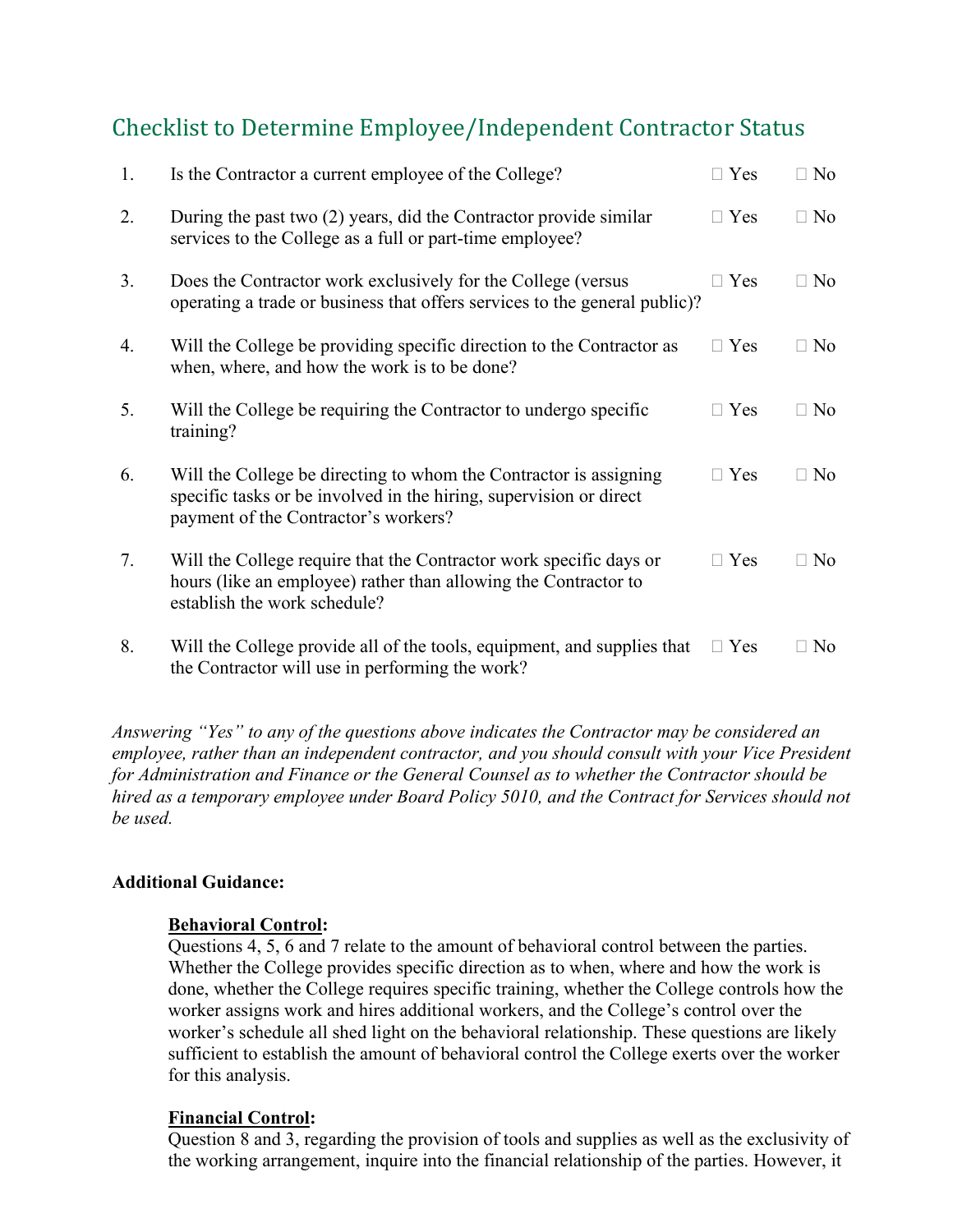## Checklist to Determine Employee/Independent Contractor Status

| | | | |
|---|---|---|---|
| 1. | Is the Contractor a current employee of the College? | ☐ Yes | ☐ No |
| 2. | During the past two (2) years, did the Contractor provide similar services to the College as a full or part-time employee? | ☐ Yes | ☐ No |
| 3. | Does the Contractor work exclusively for the College (versus operating a trade or business that offers services to the general public)? | ☐ Yes | ☐ No |
| 4. | Will the College be providing specific direction to the Contractor as when, where, and how the work is to be done? | ☐ Yes | ☐ No |
| 5. | Will the College be requiring the Contractor to undergo specific training? | ☐ Yes | ☐ No |
| 6. | Will the College be directing to whom the Contractor is assigning specific tasks or be involved in the hiring, supervision or direct payment of the Contractor's workers? | ☐ Yes | ☐ No |
| 7. | Will the College require that the Contractor work specific days or hours (like an employee) rather than allowing the Contractor to establish the work schedule? | ☐ Yes | ☐ No |
| 8. | Will the College provide all of the tools, equipment, and supplies that the Contractor will use in performing the work? | ☐ Yes | ☐ No |

*Answering "Yes" to any of the questions above indicates the Contractor may be considered an employee, rather than an independent contractor, and you should consult with your Vice President for Administration and Finance or the General Counsel as to whether the Contractor should be hired as a temporary employee under Board Policy 5010, and the Contract for Services should not be used.*

**Additional Guidance:**

**<u>Behavioral Control</u>:**
Questions 4, 5, 6 and 7 relate to the amount of behavioral control between the parties. Whether the College provides specific direction as to when, where and how the work is done, whether the College requires specific training, whether the College controls how the worker assigns work and hires additional workers, and the College's control over the worker's schedule all shed light on the behavioral relationship. These questions are likely sufficient to establish the amount of behavioral control the College exerts over the worker for this analysis.

**<u>Financial Control</u>:**
Question 8 and 3, regarding the provision of tools and supplies as well as the exclusivity of the working arrangement, inquire into the financial relationship of the parties. However, it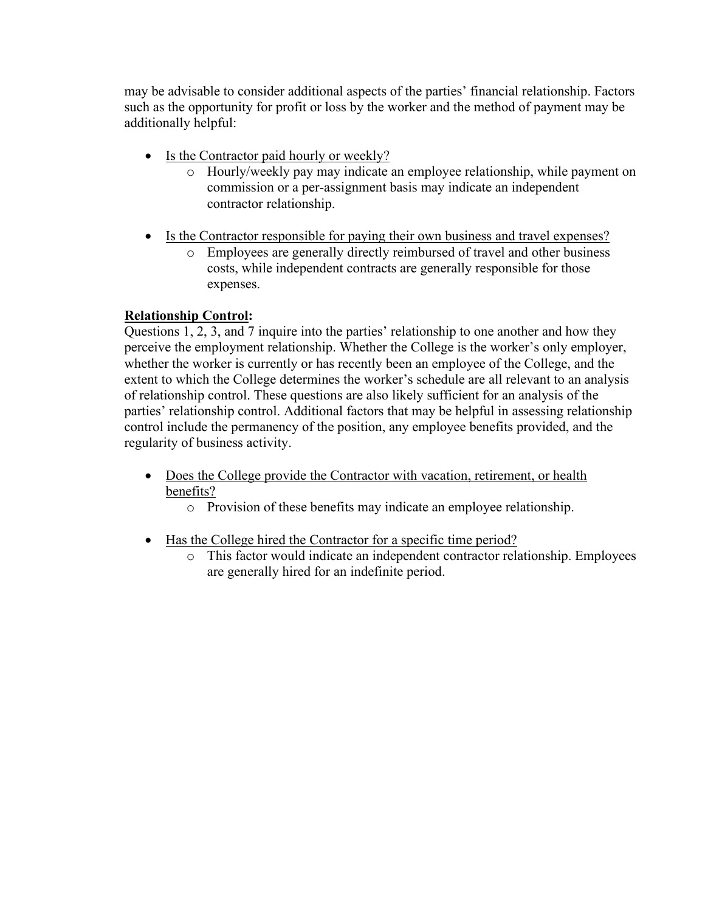may be advisable to consider additional aspects of the parties' financial relationship. Factors such as the opportunity for profit or loss by the worker and the method of payment may be additionally helpful:

- <u>Is the Contractor paid hourly or weekly?</u>
  - Hourly/weekly pay may indicate an employee relationship, while payment on commission or a per-assignment basis may indicate an independent contractor relationship.

- <u>Is the Contractor responsible for paying their own business and travel expenses?</u>
  - Employees are generally directly reimbursed of travel and other business costs, while independent contracts are generally responsible for those expenses.

**<u>Relationship Control</u>:**
Questions 1, 2, 3, and 7 inquire into the parties' relationship to one another and how they perceive the employment relationship. Whether the College is the worker's only employer, whether the worker is currently or has recently been an employee of the College, and the extent to which the College determines the worker's schedule are all relevant to an analysis of relationship control. These questions are also likely sufficient for an analysis of the parties' relationship control. Additional factors that may be helpful in assessing relationship control include the permanency of the position, any employee benefits provided, and the regularity of business activity.

- <u>Does the College provide the Contractor with vacation, retirement, or health benefits?</u>
  - Provision of these benefits may indicate an employee relationship.

- <u>Has the College hired the Contractor for a specific time period?</u>
  - This factor would indicate an independent contractor relationship. Employees are generally hired for an indefinite period.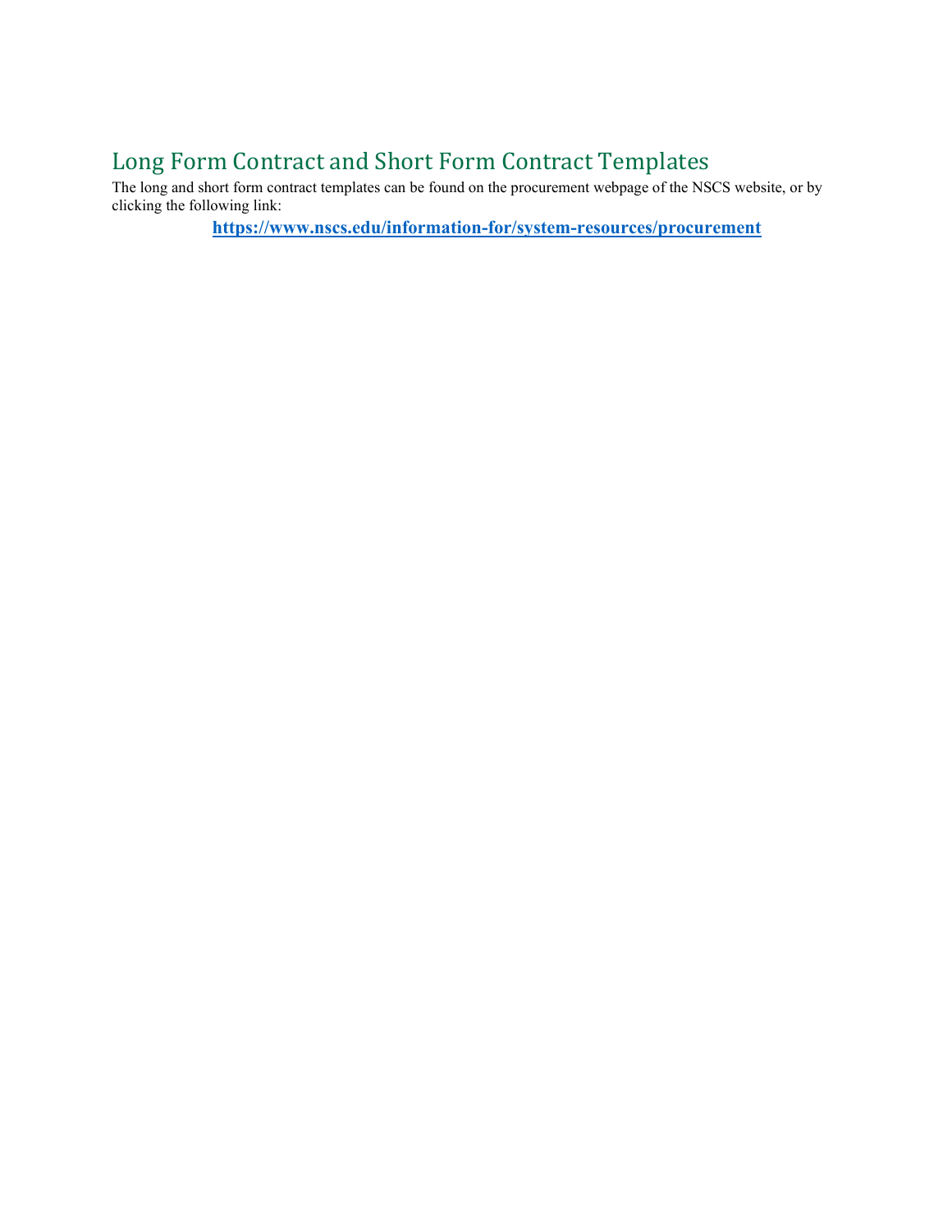## Long Form Contract and Short Form Contract Templates

The long and short form contract templates can be found on the procurement webpage of the NSCS website, or by clicking the following link:

**https://www.nscs.edu/information-for/system-resources/procurement**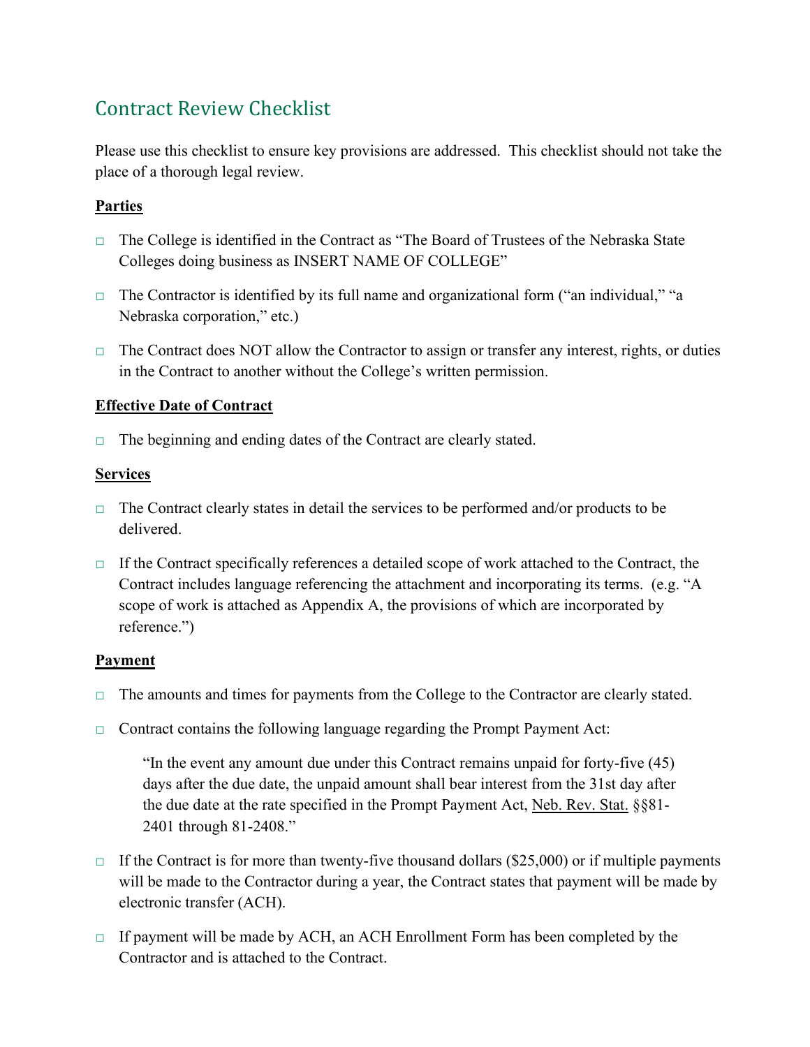## Contract Review Checklist

Please use this checklist to ensure key provisions are addressed. This checklist should not take the place of a thorough legal review.

**Parties**

- ☐ The College is identified in the Contract as "The Board of Trustees of the Nebraska State Colleges doing business as INSERT NAME OF COLLEGE"
- ☐ The Contractor is identified by its full name and organizational form ("an individual," "a Nebraska corporation," etc.)
- ☐ The Contract does NOT allow the Contractor to assign or transfer any interest, rights, or duties in the Contract to another without the College's written permission.

**Effective Date of Contract**

- ☐ The beginning and ending dates of the Contract are clearly stated.

**Services**

- ☐ The Contract clearly states in detail the services to be performed and/or products to be delivered.
- ☐ If the Contract specifically references a detailed scope of work attached to the Contract, the Contract includes language referencing the attachment and incorporating its terms. (e.g. "A scope of work is attached as Appendix A, the provisions of which are incorporated by reference.")

**Payment**

- ☐ The amounts and times for payments from the College to the Contractor are clearly stated.
- ☐ Contract contains the following language regarding the Prompt Payment Act:

  > "In the event any amount due under this Contract remains unpaid for forty-five (45) days after the due date, the unpaid amount shall bear interest from the 31st day after the due date at the rate specified in the Prompt Payment Act, Neb. Rev. Stat. §§81-2401 through 81-2408."

- ☐ If the Contract is for more than twenty-five thousand dollars ($25,000) or if multiple payments will be made to the Contractor during a year, the Contract states that payment will be made by electronic transfer (ACH).
- ☐ If payment will be made by ACH, an ACH Enrollment Form has been completed by the Contractor and is attached to the Contract.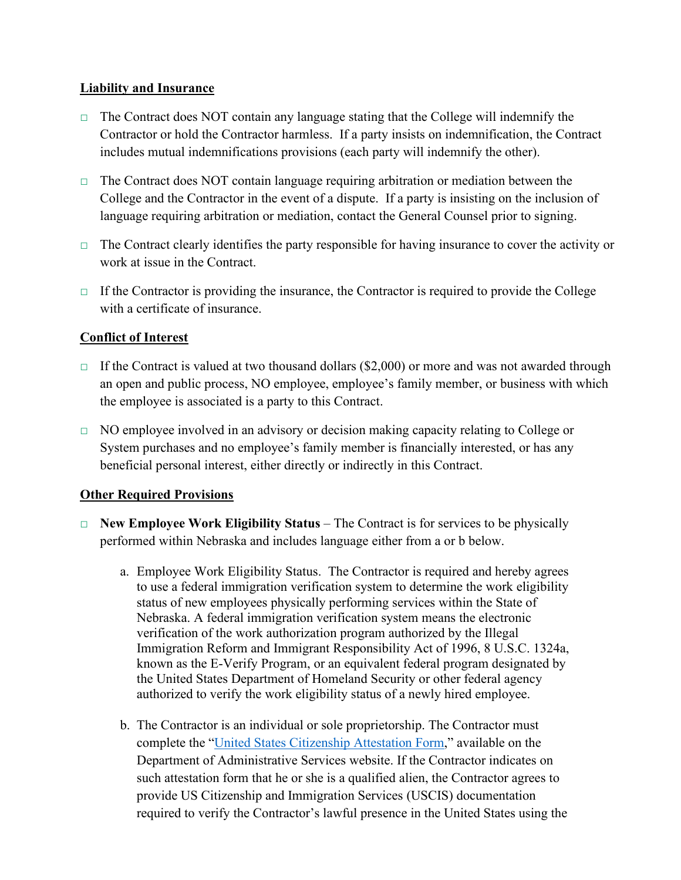**Liability and Insurance**

- ☐ The Contract does NOT contain any language stating that the College will indemnify the Contractor or hold the Contractor harmless. If a party insists on indemnification, the Contract includes mutual indemnifications provisions (each party will indemnify the other).

- ☐ The Contract does NOT contain language requiring arbitration or mediation between the College and the Contractor in the event of a dispute. If a party is insisting on the inclusion of language requiring arbitration or mediation, contact the General Counsel prior to signing.

- ☐ The Contract clearly identifies the party responsible for having insurance to cover the activity or work at issue in the Contract.

- ☐ If the Contractor is providing the insurance, the Contractor is required to provide the College with a certificate of insurance.

**Conflict of Interest**

- ☐ If the Contract is valued at two thousand dollars ($2,000) or more and was not awarded through an open and public process, NO employee, employee's family member, or business with which the employee is associated is a party to this Contract.

- ☐ NO employee involved in an advisory or decision making capacity relating to College or System purchases and no employee's family member is financially interested, or has any beneficial personal interest, either directly or indirectly in this Contract.

**Other Required Provisions**

- ☐ **New Employee Work Eligibility Status** – The Contract is for services to be physically performed within Nebraska and includes language either from a or b below.

  a. Employee Work Eligibility Status. The Contractor is required and hereby agrees to use a federal immigration verification system to determine the work eligibility status of new employees physically performing services within the State of Nebraska. A federal immigration verification system means the electronic verification of the work authorization program authorized by the Illegal Immigration Reform and Immigrant Responsibility Act of 1996, 8 U.S.C. 1324a, known as the E-Verify Program, or an equivalent federal program designated by the United States Department of Homeland Security or other federal agency authorized to verify the work eligibility status of a newly hired employee.

  b. The Contractor is an individual or sole proprietorship. The Contractor must complete the "United States Citizenship Attestation Form," available on the Department of Administrative Services website. If the Contractor indicates on such attestation form that he or she is a qualified alien, the Contractor agrees to provide US Citizenship and Immigration Services (USCIS) documentation required to verify the Contractor's lawful presence in the United States using the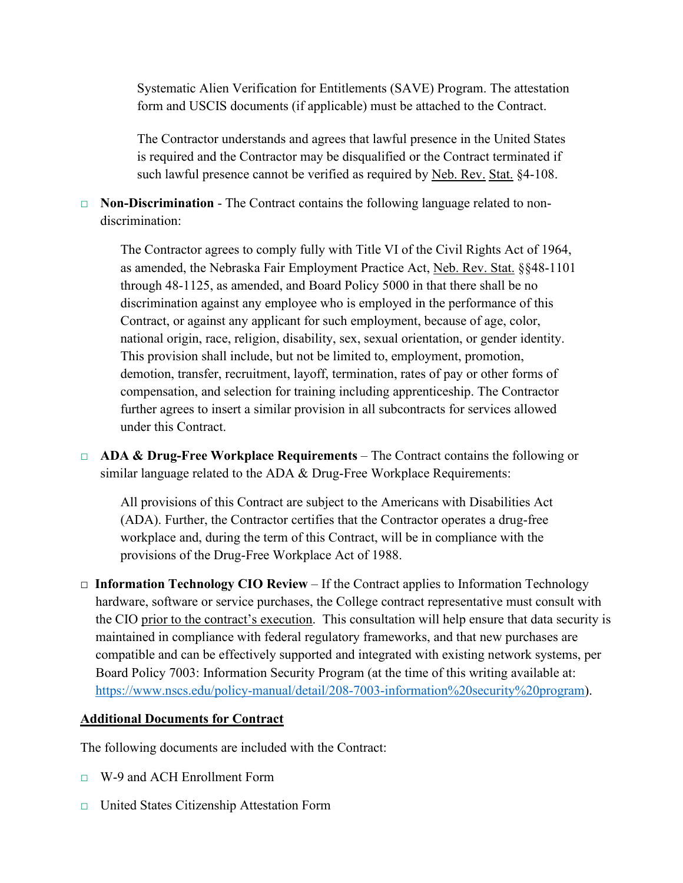Systematic Alien Verification for Entitlements (SAVE) Program. The attestation form and USCIS documents (if applicable) must be attached to the Contract.

The Contractor understands and agrees that lawful presence in the United States is required and the Contractor may be disqualified or the Contract terminated if such lawful presence cannot be verified as required by Neb. Rev. Stat. §4-108.

- □ **Non-Discrimination** - The Contract contains the following language related to non-discrimination:

  The Contractor agrees to comply fully with Title VI of the Civil Rights Act of 1964, as amended, the Nebraska Fair Employment Practice Act, Neb. Rev. Stat. §§48-1101 through 48-1125, as amended, and Board Policy 5000 in that there shall be no discrimination against any employee who is employed in the performance of this Contract, or against any applicant for such employment, because of age, color, national origin, race, religion, disability, sex, sexual orientation, or gender identity. This provision shall include, but not be limited to, employment, promotion, demotion, transfer, recruitment, layoff, termination, rates of pay or other forms of compensation, and selection for training including apprenticeship. The Contractor further agrees to insert a similar provision in all subcontracts for services allowed under this Contract.

- □ **ADA & Drug-Free Workplace Requirements** – The Contract contains the following or similar language related to the ADA & Drug-Free Workplace Requirements:

  All provisions of this Contract are subject to the Americans with Disabilities Act (ADA). Further, the Contractor certifies that the Contractor operates a drug-free workplace and, during the term of this Contract, will be in compliance with the provisions of the Drug-Free Workplace Act of 1988.

- □ **Information Technology CIO Review** – If the Contract applies to Information Technology hardware, software or service purchases, the College contract representative must consult with the CIO prior to the contract's execution. This consultation will help ensure that data security is maintained in compliance with federal regulatory frameworks, and that new purchases are compatible and can be effectively supported and integrated with existing network systems, per Board Policy 7003: Information Security Program (at the time of this writing available at: https://www.nscs.edu/policy-manual/detail/208-7003-information%20security%20program).

**Additional Documents for Contract**

The following documents are included with the Contract:

- □ W-9 and ACH Enrollment Form
- □ United States Citizenship Attestation Form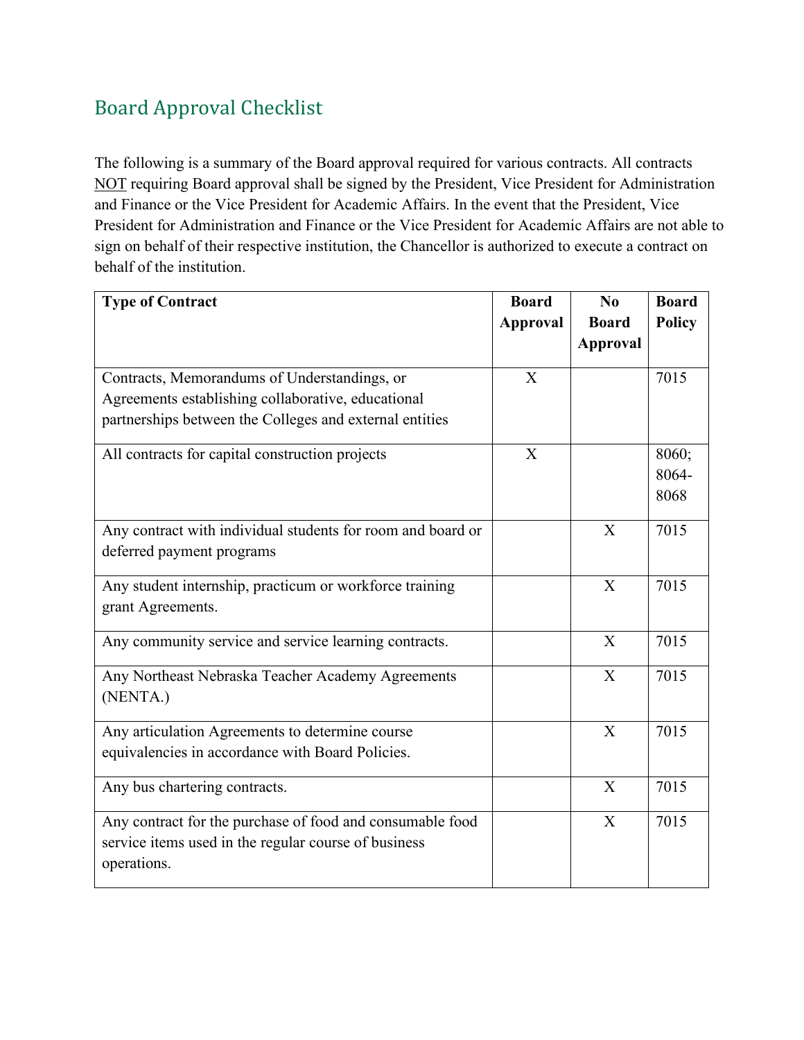## Board Approval Checklist

The following is a summary of the Board approval required for various contracts. All contracts NOT requiring Board approval shall be signed by the President, Vice President for Administration and Finance or the Vice President for Academic Affairs. In the event that the President, Vice President for Administration and Finance or the Vice President for Academic Affairs are not able to sign on behalf of their respective institution, the Chancellor is authorized to execute a contract on behalf of the institution.

| Type of Contract | Board Approval | No Board Approval | Board Policy |
|---|---|---|---|
| Contracts, Memorandums of Understandings, or Agreements establishing collaborative, educational partnerships between the Colleges and external entities | X | | 7015 |
| All contracts for capital construction projects | X | | 8060; 8064-8068 |
| Any contract with individual students for room and board or deferred payment programs | | X | 7015 |
| Any student internship, practicum or workforce training grant Agreements. | | X | 7015 |
| Any community service and service learning contracts. | | X | 7015 |
| Any Northeast Nebraska Teacher Academy Agreements (NENTA.) | | X | 7015 |
| Any articulation Agreements to determine course equivalencies in accordance with Board Policies. | | X | 7015 |
| Any bus chartering contracts. | | X | 7015 |
| Any contract for the purchase of food and consumable food service items used in the regular course of business operations. | | X | 7015 |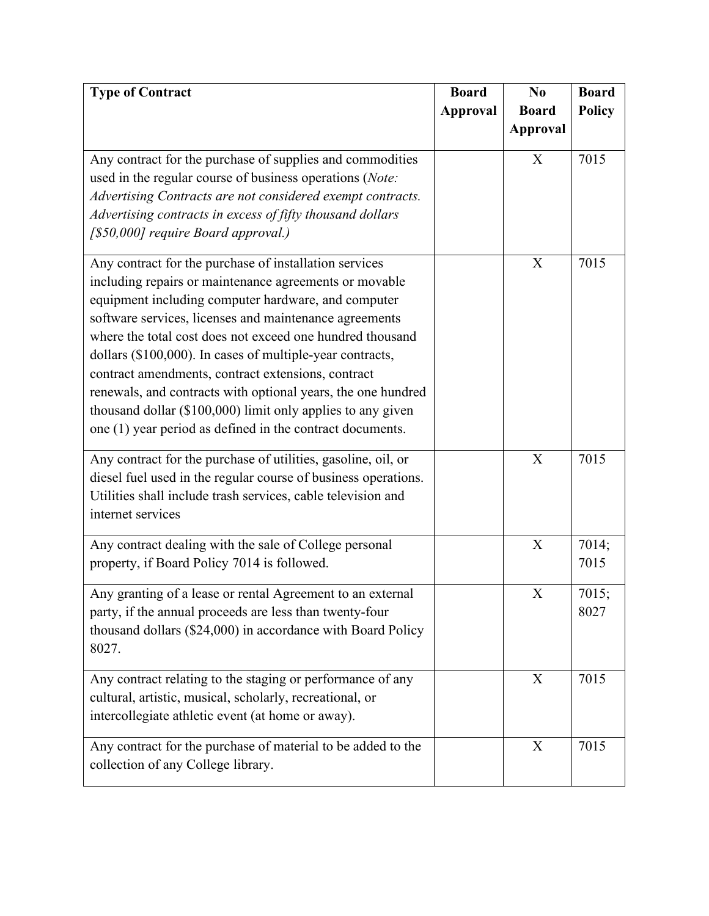| **Type of Contract** | **Board Approval** | **No Board Approval** | **Board Policy** |
|---|---|---|---|
| Any contract for the purchase of supplies and commodities used in the regular course of business operations (*Note: Advertising Contracts are not considered exempt contracts. Advertising contracts in excess of fifty thousand dollars [$50,000] require Board approval.)* | | X | 7015 |
| Any contract for the purchase of installation services including repairs or maintenance agreements or movable equipment including computer hardware, and computer software services, licenses and maintenance agreements where the total cost does not exceed one hundred thousand dollars ($100,000). In cases of multiple-year contracts, contract amendments, contract extensions, contract renewals, and contracts with optional years, the one hundred thousand dollar ($100,000) limit only applies to any given one (1) year period as defined in the contract documents. | | X | 7015 |
| Any contract for the purchase of utilities, gasoline, oil, or diesel fuel used in the regular course of business operations. Utilities shall include trash services, cable television and internet services | | X | 7015 |
| Any contract dealing with the sale of College personal property, if Board Policy 7014 is followed. | | X | 7014; 7015 |
| Any granting of a lease or rental Agreement to an external party, if the annual proceeds are less than twenty-four thousand dollars ($24,000) in accordance with Board Policy 8027. | | X | 7015; 8027 |
| Any contract relating to the staging or performance of any cultural, artistic, musical, scholarly, recreational, or intercollegiate athletic event (at home or away). | | X | 7015 |
| Any contract for the purchase of material to be added to the collection of any College library. | | X | 7015 |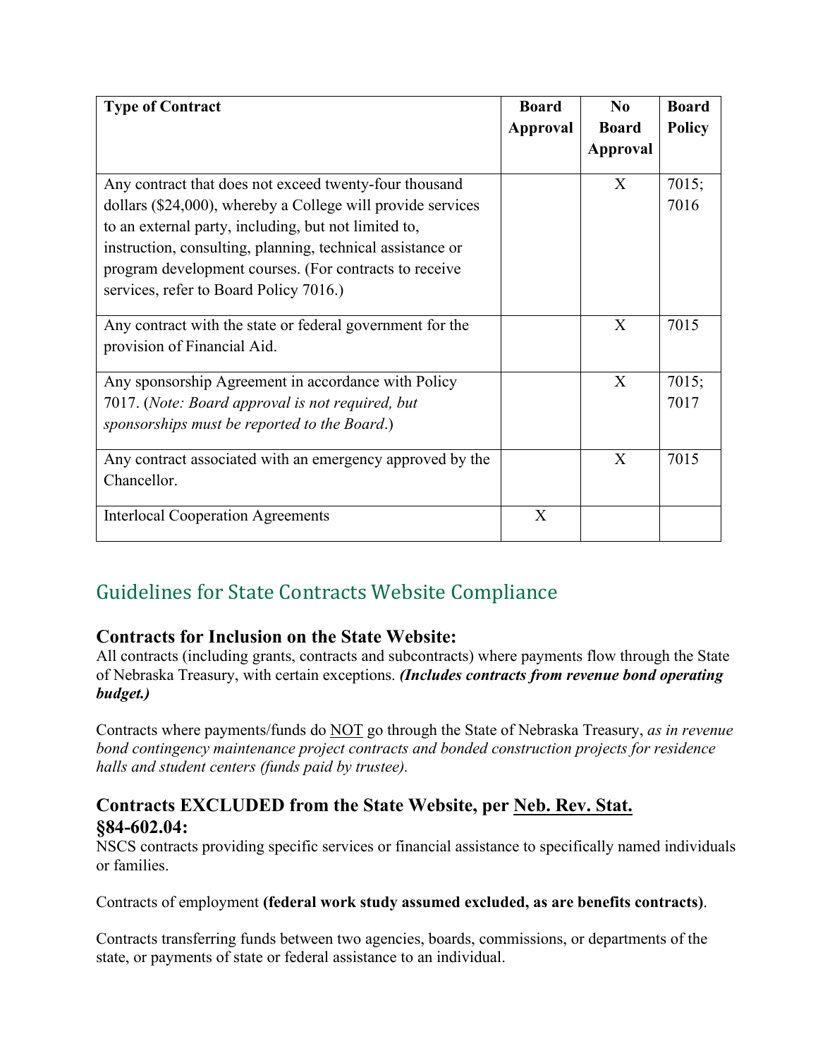| Type of Contract | Board Approval | No Board Approval | Board Policy |
|---|---|---|---|
| Any contract that does not exceed twenty-four thousand dollars ($24,000), whereby a College will provide services to an external party, including, but not limited to, instruction, consulting, planning, technical assistance or program development courses. (For contracts to receive services, refer to Board Policy 7016.) | | X | 7015; 7016 |
| Any contract with the state or federal government for the provision of Financial Aid. | | X | 7015 |
| Any sponsorship Agreement in accordance with Policy 7017. (*Note: Board approval is not required, but sponsorships must be reported to the Board*.) | | X | 7015; 7017 |
| Any contract associated with an emergency approved by the Chancellor. | | X | 7015 |
| Interlocal Cooperation Agreements | X | | |

## Guidelines for State Contracts Website Compliance

### Contracts for Inclusion on the State Website:

All contracts (including grants, contracts and subcontracts) where payments flow through the State of Nebraska Treasury, with certain exceptions. ***(Includes contracts from revenue bond operating budget.)***

Contracts where payments/funds do <u>NOT</u> go through the State of Nebraska Treasury, *as in revenue bond contingency maintenance project contracts and bonded construction projects for residence halls and student centers (funds paid by trustee).*

### Contracts EXCLUDED from the State Website, per <u>Neb. Rev. Stat. §84-602.04</u>:

NSCS contracts providing specific services or financial assistance to specifically named individuals or families.

Contracts of employment **(federal work study assumed excluded, as are benefits contracts)**.

Contracts transferring funds between two agencies, boards, commissions, or departments of the state, or payments of state or federal assistance to an individual.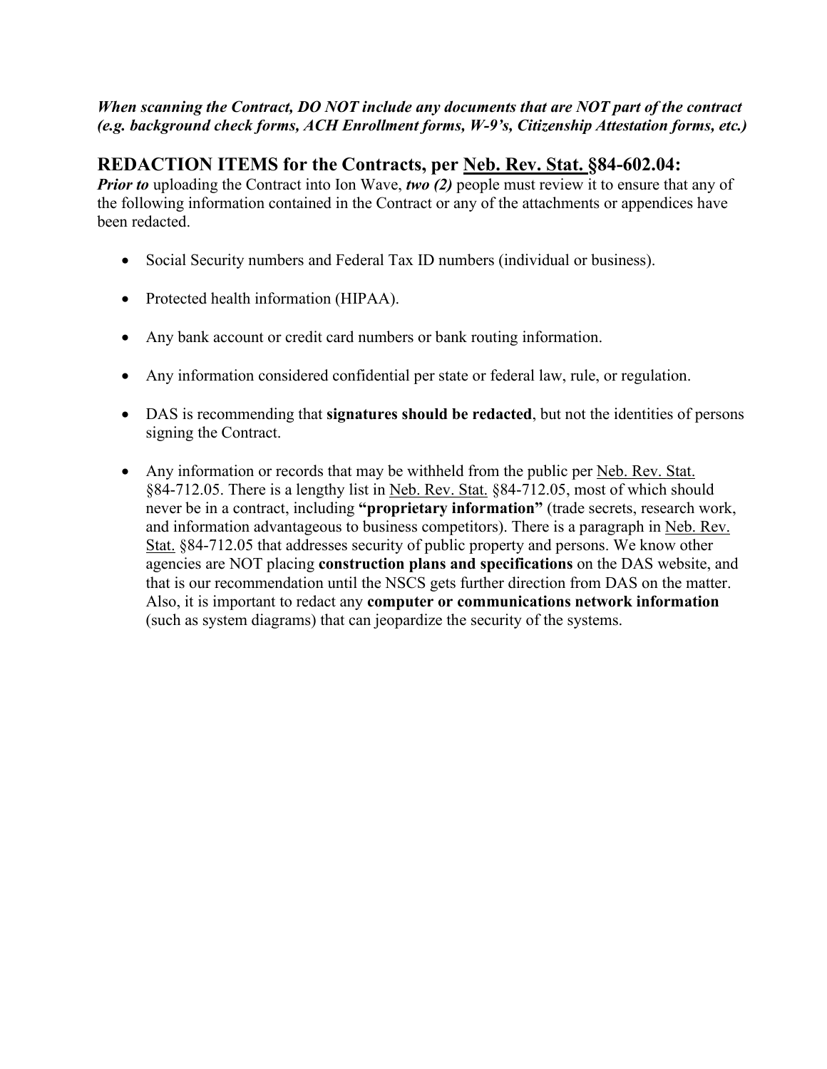***When scanning the Contract, DO NOT include any documents that are NOT part of the contract (e.g. background check forms, ACH Enrollment forms, W-9's, Citizenship Attestation forms, etc.)***

## REDACTION ITEMS for the Contracts, per Neb. Rev. Stat. §84-602.04:

***Prior to*** uploading the Contract into Ion Wave, ***two (2)*** people must review it to ensure that any of the following information contained in the Contract or any of the attachments or appendices have been redacted.

- Social Security numbers and Federal Tax ID numbers (individual or business).
- Protected health information (HIPAA).
- Any bank account or credit card numbers or bank routing information.
- Any information considered confidential per state or federal law, rule, or regulation.
- DAS is recommending that **signatures should be redacted**, but not the identities of persons signing the Contract.
- Any information or records that may be withheld from the public per Neb. Rev. Stat. §84-712.05. There is a lengthy list in Neb. Rev. Stat. §84-712.05, most of which should never be in a contract, including **"proprietary information"** (trade secrets, research work, and information advantageous to business competitors). There is a paragraph in Neb. Rev. Stat. §84-712.05 that addresses security of public property and persons. We know other agencies are NOT placing **construction plans and specifications** on the DAS website, and that is our recommendation until the NSCS gets further direction from DAS on the matter. Also, it is important to redact any **computer or communications network information** (such as system diagrams) that can jeopardize the security of the systems.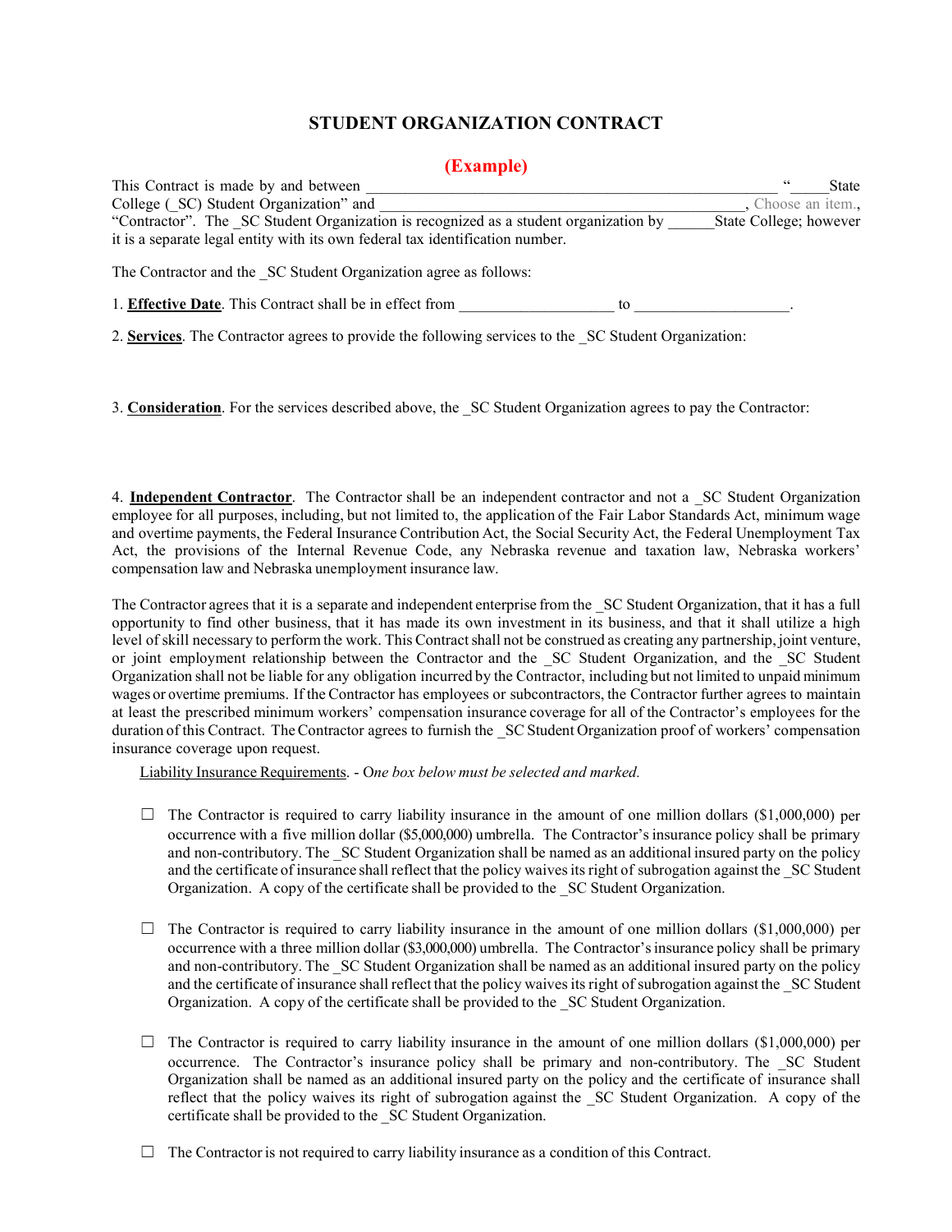# STUDENT ORGANIZATION CONTRACT

**(Example)**

This Contract is made by and between ____________________________________________________ "_____State College (_SC) Student Organization" and ________________________________________________, Choose an item., "Contractor". The _SC Student Organization is recognized as a student organization by ______State College; however it is a separate legal entity with its own federal tax identification number.

The Contractor and the _SC Student Organization agree as follows:

1. **Effective Date**. This Contract shall be in effect from ____________________ to ____________________.

2. **Services**. The Contractor agrees to provide the following services to the _SC Student Organization:

3. **Consideration**. For the services described above, the _SC Student Organization agrees to pay the Contractor:

4. **Independent Contractor**. The Contractor shall be an independent contractor and not a _SC Student Organization employee for all purposes, including, but not limited to, the application of the Fair Labor Standards Act, minimum wage and overtime payments, the Federal Insurance Contribution Act, the Social Security Act, the Federal Unemployment Tax Act, the provisions of the Internal Revenue Code, any Nebraska revenue and taxation law, Nebraska workers' compensation law and Nebraska unemployment insurance law.

The Contractor agrees that it is a separate and independent enterprise from the _SC Student Organization, that it has a full opportunity to find other business, that it has made its own investment in its business, and that it shall utilize a high level of skill necessary to perform the work. This Contract shall not be construed as creating any partnership, joint venture, or joint employment relationship between the Contractor and the _SC Student Organization, and the _SC Student Organization shall not be liable for any obligation incurred by the Contractor, including but not limited to unpaid minimum wages or overtime premiums. If the Contractor has employees or subcontractors, the Contractor further agrees to maintain at least the prescribed minimum workers' compensation insurance coverage for all of the Contractor's employees for the duration of this Contract. The Contractor agrees to furnish the _SC Student Organization proof of workers' compensation insurance coverage upon request.

Liability Insurance Requirements. - O*ne box below must be selected and marked.*

- ☐ The Contractor is required to carry liability insurance in the amount of one million dollars ($1,000,000) per occurrence with a five million dollar ($5,000,000) umbrella. The Contractor's insurance policy shall be primary and non-contributory. The _SC Student Organization shall be named as an additional insured party on the policy and the certificate of insurance shall reflect that the policy waives its right of subrogation against the _SC Student Organization. A copy of the certificate shall be provided to the _SC Student Organization.

- ☐ The Contractor is required to carry liability insurance in the amount of one million dollars ($1,000,000) per occurrence with a three million dollar ($3,000,000) umbrella. The Contractor's insurance policy shall be primary and non-contributory. The _SC Student Organization shall be named as an additional insured party on the policy and the certificate of insurance shall reflect that the policy waives its right of subrogation against the _SC Student Organization. A copy of the certificate shall be provided to the _SC Student Organization.

- ☐ The Contractor is required to carry liability insurance in the amount of one million dollars ($1,000,000) per occurrence. The Contractor's insurance policy shall be primary and non-contributory. The _SC Student Organization shall be named as an additional insured party on the policy and the certificate of insurance shall reflect that the policy waives its right of subrogation against the _SC Student Organization. A copy of the certificate shall be provided to the _SC Student Organization.

- ☐ The Contractor is not required to carry liability insurance as a condition of this Contract.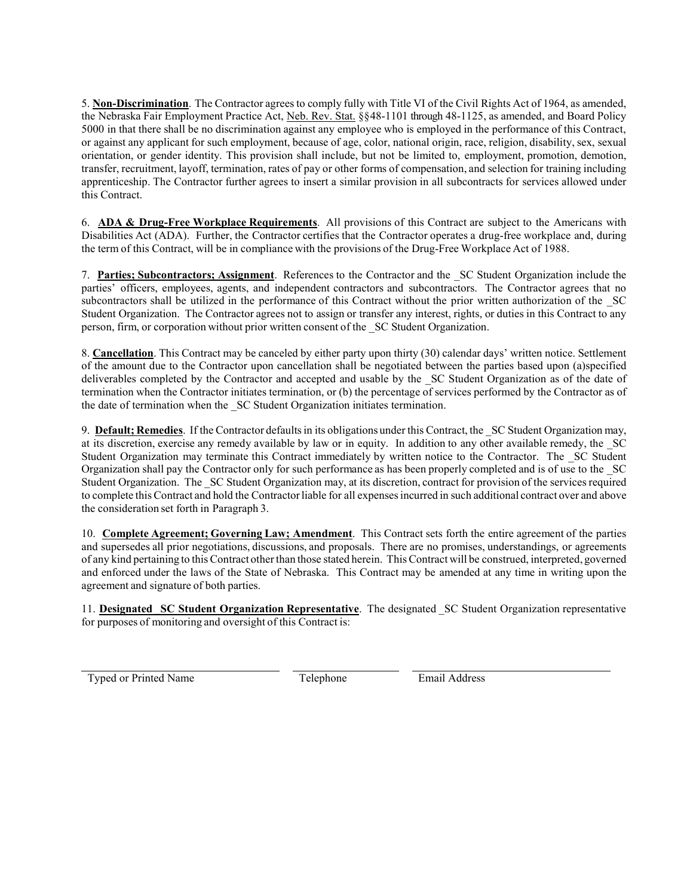5. **Non-Discrimination**. The Contractor agrees to comply fully with Title VI of the Civil Rights Act of 1964, as amended, the Nebraska Fair Employment Practice Act, Neb. Rev. Stat. §§48-1101 through 48-1125, as amended, and Board Policy 5000 in that there shall be no discrimination against any employee who is employed in the performance of this Contract, or against any applicant for such employment, because of age, color, national origin, race, religion, disability, sex, sexual orientation, or gender identity. This provision shall include, but not be limited to, employment, promotion, demotion, transfer, recruitment, layoff, termination, rates of pay or other forms of compensation, and selection for training including apprenticeship. The Contractor further agrees to insert a similar provision in all subcontracts for services allowed under this Contract.

6. **ADA & Drug-Free Workplace Requirements**. All provisions of this Contract are subject to the Americans with Disabilities Act (ADA). Further, the Contractor certifies that the Contractor operates a drug-free workplace and, during the term of this Contract, will be in compliance with the provisions of the Drug-Free Workplace Act of 1988.

7. **Parties; Subcontractors; Assignment**. References to the Contractor and the _SC Student Organization include the parties' officers, employees, agents, and independent contractors and subcontractors. The Contractor agrees that no subcontractors shall be utilized in the performance of this Contract without the prior written authorization of the _SC Student Organization. The Contractor agrees not to assign or transfer any interest, rights, or duties in this Contract to any person, firm, or corporation without prior written consent of the _SC Student Organization.

8. **Cancellation**. This Contract may be canceled by either party upon thirty (30) calendar days' written notice. Settlement of the amount due to the Contractor upon cancellation shall be negotiated between the parties based upon (a)specified deliverables completed by the Contractor and accepted and usable by the _SC Student Organization as of the date of termination when the Contractor initiates termination, or (b) the percentage of services performed by the Contractor as of the date of termination when the _SC Student Organization initiates termination.

9. **Default; Remedies**. If the Contractor defaults in its obligations under this Contract, the _SC Student Organization may, at its discretion, exercise any remedy available by law or in equity. In addition to any other available remedy, the _SC Student Organization may terminate this Contract immediately by written notice to the Contractor. The _SC Student Organization shall pay the Contractor only for such performance as has been properly completed and is of use to the _SC Student Organization. The _SC Student Organization may, at its discretion, contract for provision of the services required to complete this Contract and hold the Contractor liable for all expenses incurred in such additional contract over and above the consideration set forth in Paragraph 3.

10. **Complete Agreement; Governing Law; Amendment**. This Contract sets forth the entire agreement of the parties and supersedes all prior negotiations, discussions, and proposals. There are no promises, understandings, or agreements of any kind pertaining to this Contract other than those stated herein. This Contract will be construed, interpreted, governed and enforced under the laws of the State of Nebraska. This Contract may be amended at any time in writing upon the agreement and signature of both parties.

11. **Designated _SC Student Organization Representative**. The designated _SC Student Organization representative for purposes of monitoring and oversight of this Contract is:

| Typed or Printed Name | Telephone | Email Address |
|---|---|---|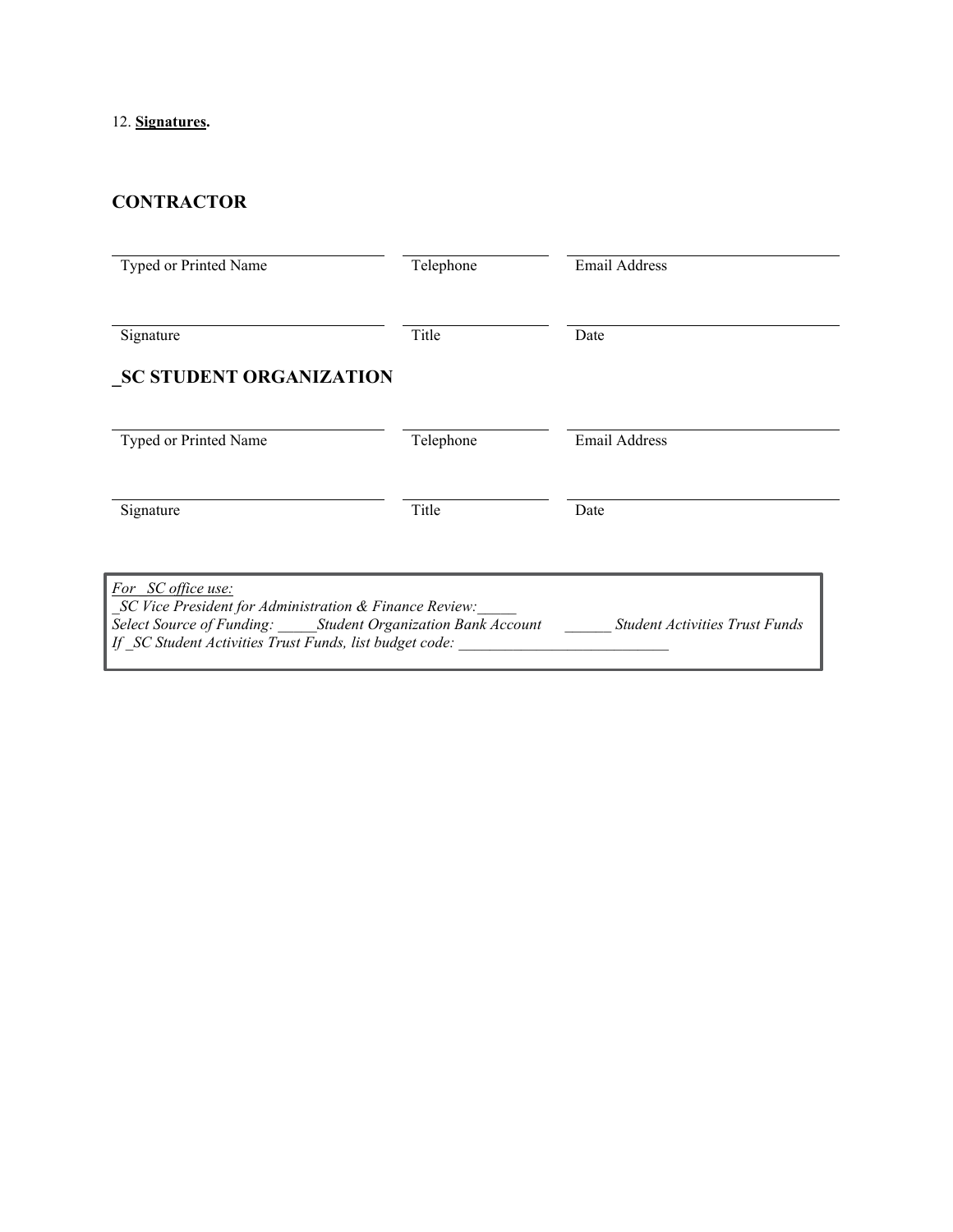12. **Signatures.**

## CONTRACTOR

| _________________________ | _____________ | _________________________ |
|---|---|---|
| Typed or Printed Name | Telephone | Email Address |
| _________________________ | _____________ | _________________________ |
| Signature | Title | Date |

## _SC STUDENT ORGANIZATION

| _________________________ | _____________ | _________________________ |
|---|---|---|
| Typed or Printed Name | Telephone | Email Address |
| _________________________ | _____________ | _________________________ |
| Signature | Title | Date |

*For _SC office use:*
*_SC Vice President for Administration & Finance Review:_____*
*Select Source of Funding: _____Student Organization Bank Account ______ Student Activities Trust Funds*
*If _SC Student Activities Trust Funds, list budget code: ___________________________*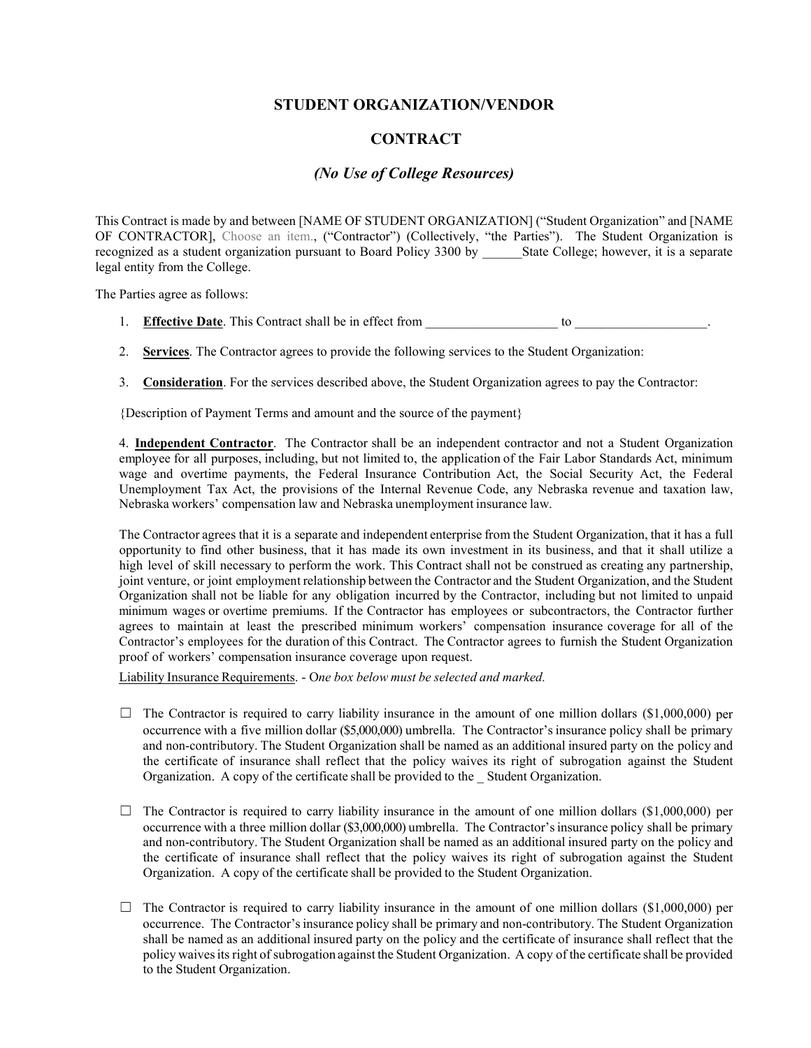## STUDENT ORGANIZATION/VENDOR

## CONTRACT

### *(No Use of College Resources)*

This Contract is made by and between [NAME OF STUDENT ORGANIZATION] ("Student Organization" and [NAME OF CONTRACTOR], Choose an item., ("Contractor") (Collectively, "the Parties"). The Student Organization is recognized as a student organization pursuant to Board Policy 3300 by ______State College; however, it is a separate legal entity from the College.

The Parties agree as follows:

1. **Effective Date**. This Contract shall be in effect from ____________________ to ____________________.

2. **Services**. The Contractor agrees to provide the following services to the Student Organization:

3. **Consideration**. For the services described above, the Student Organization agrees to pay the Contractor:

{Description of Payment Terms and amount and the source of the payment}

4. **Independent Contractor**. The Contractor shall be an independent contractor and not a Student Organization employee for all purposes, including, but not limited to, the application of the Fair Labor Standards Act, minimum wage and overtime payments, the Federal Insurance Contribution Act, the Social Security Act, the Federal Unemployment Tax Act, the provisions of the Internal Revenue Code, any Nebraska revenue and taxation law, Nebraska workers' compensation law and Nebraska unemployment insurance law.

The Contractor agrees that it is a separate and independent enterprise from the Student Organization, that it has a full opportunity to find other business, that it has made its own investment in its business, and that it shall utilize a high level of skill necessary to perform the work. This Contract shall not be construed as creating any partnership, joint venture, or joint employment relationship between the Contractor and the Student Organization, and the Student Organization shall not be liable for any obligation incurred by the Contractor, including but not limited to unpaid minimum wages or overtime premiums. If the Contractor has employees or subcontractors, the Contractor further agrees to maintain at least the prescribed minimum workers' compensation insurance coverage for all of the Contractor's employees for the duration of this Contract. The Contractor agrees to furnish the Student Organization proof of workers' compensation insurance coverage upon request.

Liability Insurance Requirements. - O*ne box below must be selected and marked.*

☐ The Contractor is required to carry liability insurance in the amount of one million dollars ($1,000,000) per occurrence with a five million dollar ($5,000,000) umbrella. The Contractor's insurance policy shall be primary and non-contributory. The Student Organization shall be named as an additional insured party on the policy and the certificate of insurance shall reflect that the policy waives its right of subrogation against the Student Organization. A copy of the certificate shall be provided to the _ Student Organization.

☐ The Contractor is required to carry liability insurance in the amount of one million dollars ($1,000,000) per occurrence with a three million dollar ($3,000,000) umbrella. The Contractor's insurance policy shall be primary and non-contributory. The Student Organization shall be named as an additional insured party on the policy and the certificate of insurance shall reflect that the policy waives its right of subrogation against the Student Organization. A copy of the certificate shall be provided to the Student Organization.

☐ The Contractor is required to carry liability insurance in the amount of one million dollars ($1,000,000) per occurrence. The Contractor's insurance policy shall be primary and non-contributory. The Student Organization shall be named as an additional insured party on the policy and the certificate of insurance shall reflect that the policy waives its right of subrogation against the Student Organization. A copy of the certificate shall be provided to the Student Organization.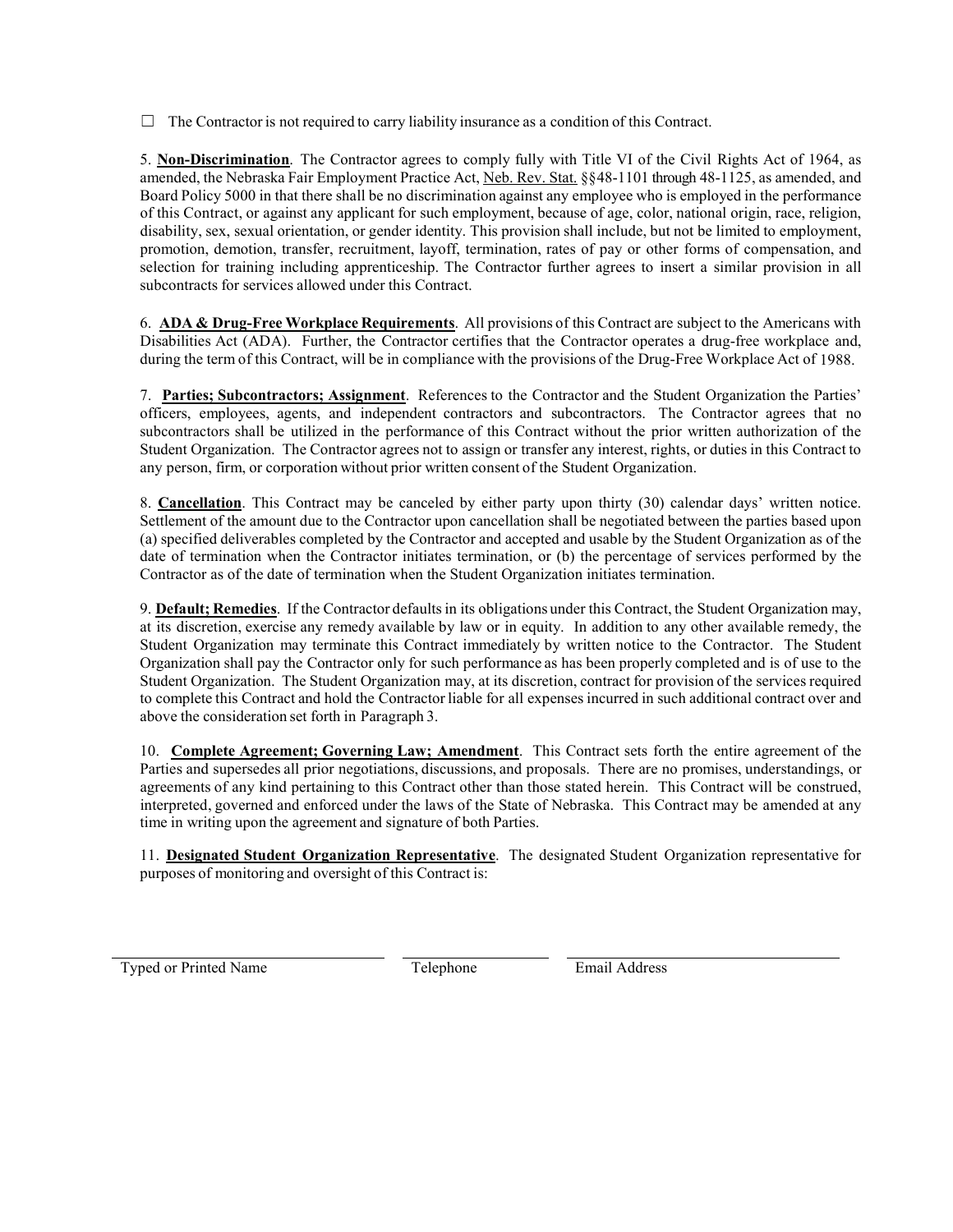☐ The Contractor is not required to carry liability insurance as a condition of this Contract.

5. **Non-Discrimination**. The Contractor agrees to comply fully with Title VI of the Civil Rights Act of 1964, as amended, the Nebraska Fair Employment Practice Act, Neb. Rev. Stat. §§48-1101 through 48-1125, as amended, and Board Policy 5000 in that there shall be no discrimination against any employee who is employed in the performance of this Contract, or against any applicant for such employment, because of age, color, national origin, race, religion, disability, sex, sexual orientation, or gender identity. This provision shall include, but not be limited to employment, promotion, demotion, transfer, recruitment, layoff, termination, rates of pay or other forms of compensation, and selection for training including apprenticeship. The Contractor further agrees to insert a similar provision in all subcontracts for services allowed under this Contract.

6. **ADA & Drug-Free Workplace Requirements**. All provisions of this Contract are subject to the Americans with Disabilities Act (ADA). Further, the Contractor certifies that the Contractor operates a drug-free workplace and, during the term of this Contract, will be in compliance with the provisions of the Drug-Free Workplace Act of 1988.

7. **Parties; Subcontractors; Assignment**. References to the Contractor and the Student Organization the Parties' officers, employees, agents, and independent contractors and subcontractors. The Contractor agrees that no subcontractors shall be utilized in the performance of this Contract without the prior written authorization of the Student Organization. The Contractor agrees not to assign or transfer any interest, rights, or duties in this Contract to any person, firm, or corporation without prior written consent of the Student Organization.

8. **Cancellation**. This Contract may be canceled by either party upon thirty (30) calendar days' written notice. Settlement of the amount due to the Contractor upon cancellation shall be negotiated between the parties based upon (a) specified deliverables completed by the Contractor and accepted and usable by the Student Organization as of the date of termination when the Contractor initiates termination, or (b) the percentage of services performed by the Contractor as of the date of termination when the Student Organization initiates termination.

9. **Default; Remedies**. If the Contractor defaults in its obligations under this Contract, the Student Organization may, at its discretion, exercise any remedy available by law or in equity. In addition to any other available remedy, the Student Organization may terminate this Contract immediately by written notice to the Contractor. The Student Organization shall pay the Contractor only for such performance as has been properly completed and is of use to the Student Organization. The Student Organization may, at its discretion, contract for provision of the services required to complete this Contract and hold the Contractor liable for all expenses incurred in such additional contract over and above the consideration set forth in Paragraph 3.

10. **Complete Agreement; Governing Law; Amendment**. This Contract sets forth the entire agreement of the Parties and supersedes all prior negotiations, discussions, and proposals. There are no promises, understandings, or agreements of any kind pertaining to this Contract other than those stated herein. This Contract will be construed, interpreted, governed and enforced under the laws of the State of Nebraska. This Contract may be amended at any time in writing upon the agreement and signature of both Parties.

11. **Designated Student Organization Representative**. The designated Student Organization representative for purposes of monitoring and oversight of this Contract is:

\_\_\_\_\_\_\_\_\_\_\_\_\_\_\_\_\_\_\_\_\_\_\_\_\_\_\_\_ \_\_\_\_\_\_\_\_\_\_\_\_\_\_\_\_ \_\_\_\_\_\_\_\_\_\_\_\_\_\_\_\_\_\_\_\_\_\_\_\_\_\_\_\_

Typed or Printed Name &nbsp;&nbsp;&nbsp;&nbsp;&nbsp; Telephone &nbsp;&nbsp;&nbsp;&nbsp;&nbsp; Email Address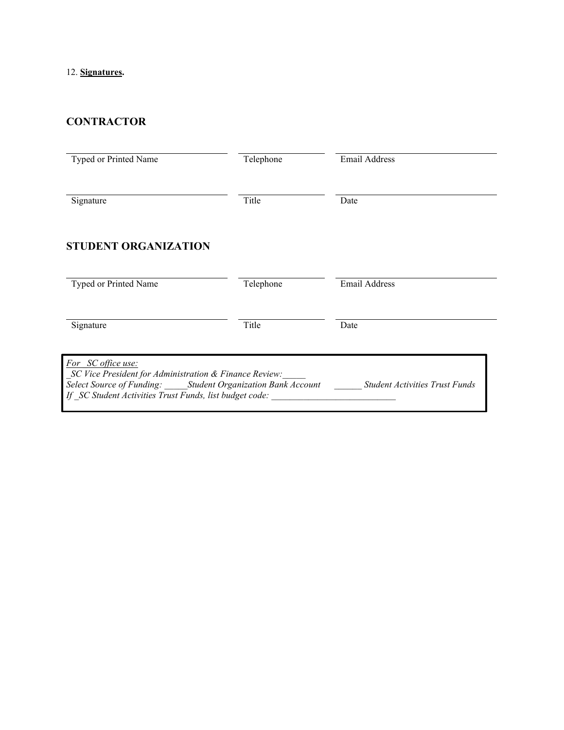12. **Signatures.**

## CONTRACTOR

| | | |
|---|---|---|
| Typed or Printed Name | Telephone | Email Address |
| Signature | Title | Date |

## STUDENT ORGANIZATION

| | | |
|---|---|---|
| Typed or Printed Name | Telephone | Email Address |
| Signature | Title | Date |

*For _SC office use:*
*_SC Vice President for Administration & Finance Review:_____*
*Select Source of Funding: _____Student Organization Bank Account ______ Student Activities Trust Funds*
*If _SC Student Activities Trust Funds, list budget code: ___________________________*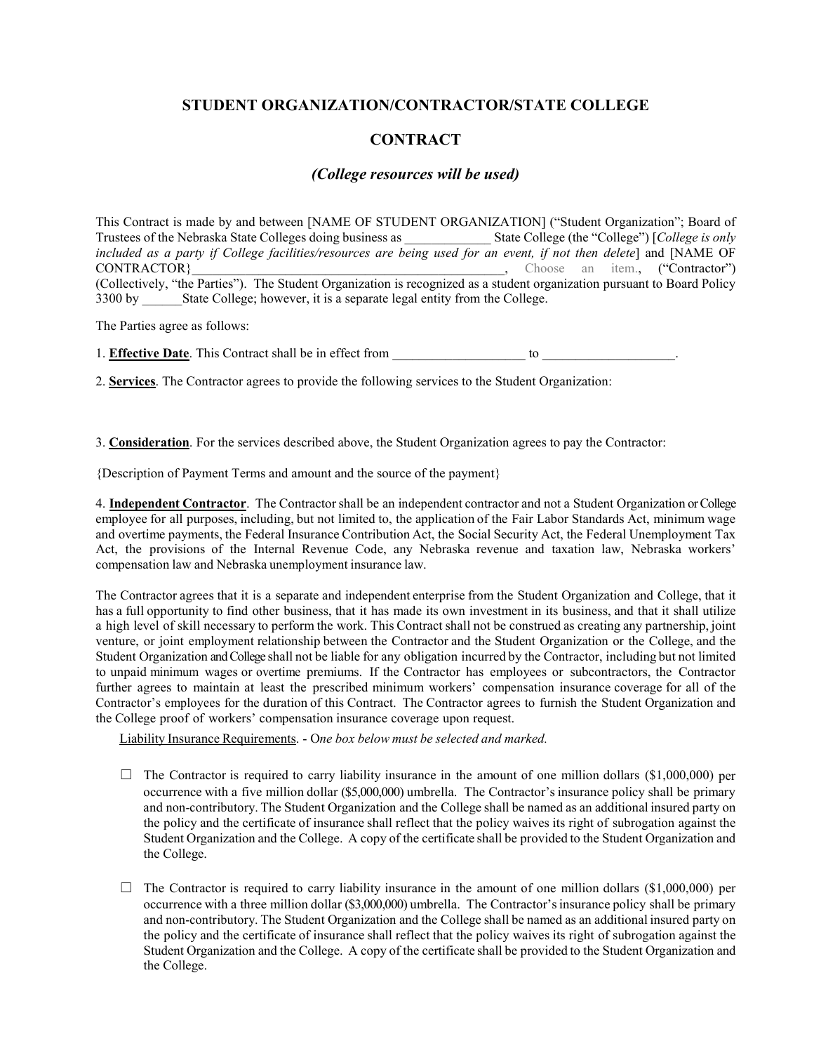# STUDENT ORGANIZATION/CONTRACTOR/STATE COLLEGE

# CONTRACT

## *(College resources will be used)*

This Contract is made by and between [NAME OF STUDENT ORGANIZATION] ("Student Organization"; Board of Trustees of the Nebraska State Colleges doing business as _____________ State College (the "College") [*College is only included as a party if College facilities/resources are being used for an event, if not then delete*] and [NAME OF CONTRACTOR}_______________________________________________, Choose an item., ("Contractor") (Collectively, "the Parties"). The Student Organization is recognized as a student organization pursuant to Board Policy 3300 by ______State College; however, it is a separate legal entity from the College.

The Parties agree as follows:

1. **Effective Date**. This Contract shall be in effect from ___________________ to ___________________.

2. **Services**. The Contractor agrees to provide the following services to the Student Organization:

3. **Consideration**. For the services described above, the Student Organization agrees to pay the Contractor:

{Description of Payment Terms and amount and the source of the payment}

4. **Independent Contractor**. The Contractor shall be an independent contractor and not a Student Organization or College employee for all purposes, including, but not limited to, the application of the Fair Labor Standards Act, minimum wage and overtime payments, the Federal Insurance Contribution Act, the Social Security Act, the Federal Unemployment Tax Act, the provisions of the Internal Revenue Code, any Nebraska revenue and taxation law, Nebraska workers' compensation law and Nebraska unemployment insurance law.

The Contractor agrees that it is a separate and independent enterprise from the Student Organization and College, that it has a full opportunity to find other business, that it has made its own investment in its business, and that it shall utilize a high level of skill necessary to perform the work. This Contract shall not be construed as creating any partnership, joint venture, or joint employment relationship between the Contractor and the Student Organization or the College, and the Student Organization and College shall not be liable for any obligation incurred by the Contractor, including but not limited to unpaid minimum wages or overtime premiums. If the Contractor has employees or subcontractors, the Contractor further agrees to maintain at least the prescribed minimum workers' compensation insurance coverage for all of the Contractor's employees for the duration of this Contract. The Contractor agrees to furnish the Student Organization and the College proof of workers' compensation insurance coverage upon request.

Liability Insurance Requirements. - O*ne box below must be selected and marked.*

- ☐ The Contractor is required to carry liability insurance in the amount of one million dollars ($1,000,000) per occurrence with a five million dollar ($5,000,000) umbrella. The Contractor's insurance policy shall be primary and non-contributory. The Student Organization and the College shall be named as an additional insured party on the policy and the certificate of insurance shall reflect that the policy waives its right of subrogation against the Student Organization and the College. A copy of the certificate shall be provided to the Student Organization and the College.

- ☐ The Contractor is required to carry liability insurance in the amount of one million dollars ($1,000,000) per occurrence with a three million dollar ($3,000,000) umbrella. The Contractor's insurance policy shall be primary and non-contributory. The Student Organization and the College shall be named as an additional insured party on the policy and the certificate of insurance shall reflect that the policy waives its right of subrogation against the Student Organization and the College. A copy of the certificate shall be provided to the Student Organization and the College.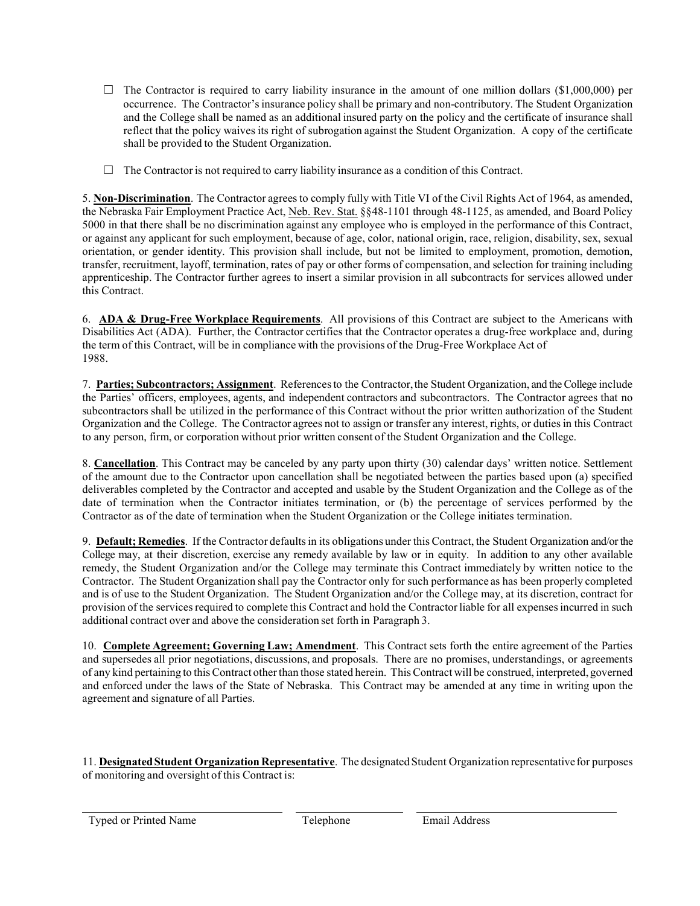☐ The Contractor is required to carry liability insurance in the amount of one million dollars ($1,000,000) per occurrence. The Contractor's insurance policy shall be primary and non-contributory. The Student Organization and the College shall be named as an additional insured party on the policy and the certificate of insurance shall reflect that the policy waives its right of subrogation against the Student Organization. A copy of the certificate shall be provided to the Student Organization.

☐ The Contractor is not required to carry liability insurance as a condition of this Contract.

5. **Non-Discrimination**. The Contractor agrees to comply fully with Title VI of the Civil Rights Act of 1964, as amended, the Nebraska Fair Employment Practice Act, Neb. Rev. Stat. §§48-1101 through 48-1125, as amended, and Board Policy 5000 in that there shall be no discrimination against any employee who is employed in the performance of this Contract, or against any applicant for such employment, because of age, color, national origin, race, religion, disability, sex, sexual orientation, or gender identity. This provision shall include, but not be limited to employment, promotion, demotion, transfer, recruitment, layoff, termination, rates of pay or other forms of compensation, and selection for training including apprenticeship. The Contractor further agrees to insert a similar provision in all subcontracts for services allowed under this Contract.

6. **ADA & Drug-Free Workplace Requirements**. All provisions of this Contract are subject to the Americans with Disabilities Act (ADA). Further, the Contractor certifies that the Contractor operates a drug-free workplace and, during the term of this Contract, will be in compliance with the provisions of the Drug-Free Workplace Act of 1988.

7. **Parties; Subcontractors; Assignment**. References to the Contractor, the Student Organization, and the College include the Parties' officers, employees, agents, and independent contractors and subcontractors. The Contractor agrees that no subcontractors shall be utilized in the performance of this Contract without the prior written authorization of the Student Organization and the College. The Contractor agrees not to assign or transfer any interest, rights, or duties in this Contract to any person, firm, or corporation without prior written consent of the Student Organization and the College.

8. **Cancellation**. This Contract may be canceled by any party upon thirty (30) calendar days' written notice. Settlement of the amount due to the Contractor upon cancellation shall be negotiated between the parties based upon (a) specified deliverables completed by the Contractor and accepted and usable by the Student Organization and the College as of the date of termination when the Contractor initiates termination, or (b) the percentage of services performed by the Contractor as of the date of termination when the Student Organization or the College initiates termination.

9. **Default; Remedies**. If the Contractor defaults in its obligations under this Contract, the Student Organization and/or the College may, at their discretion, exercise any remedy available by law or in equity. In addition to any other available remedy, the Student Organization and/or the College may terminate this Contract immediately by written notice to the Contractor. The Student Organization shall pay the Contractor only for such performance as has been properly completed and is of use to the Student Organization. The Student Organization and/or the College may, at its discretion, contract for provision of the services required to complete this Contract and hold the Contractor liable for all expenses incurred in such additional contract over and above the consideration set forth in Paragraph 3.

10. **Complete Agreement; Governing Law; Amendment**. This Contract sets forth the entire agreement of the Parties and supersedes all prior negotiations, discussions, and proposals. There are no promises, understandings, or agreements of any kind pertaining to this Contract other than those stated herein. This Contract will be construed, interpreted, governed and enforced under the laws of the State of Nebraska. This Contract may be amended at any time in writing upon the agreement and signature of all Parties.

11. **Designated Student Organization Representative**. The designated Student Organization representative for purposes of monitoring and oversight of this Contract is:

| Typed or Printed Name | Telephone | Email Address |
|---|---|---|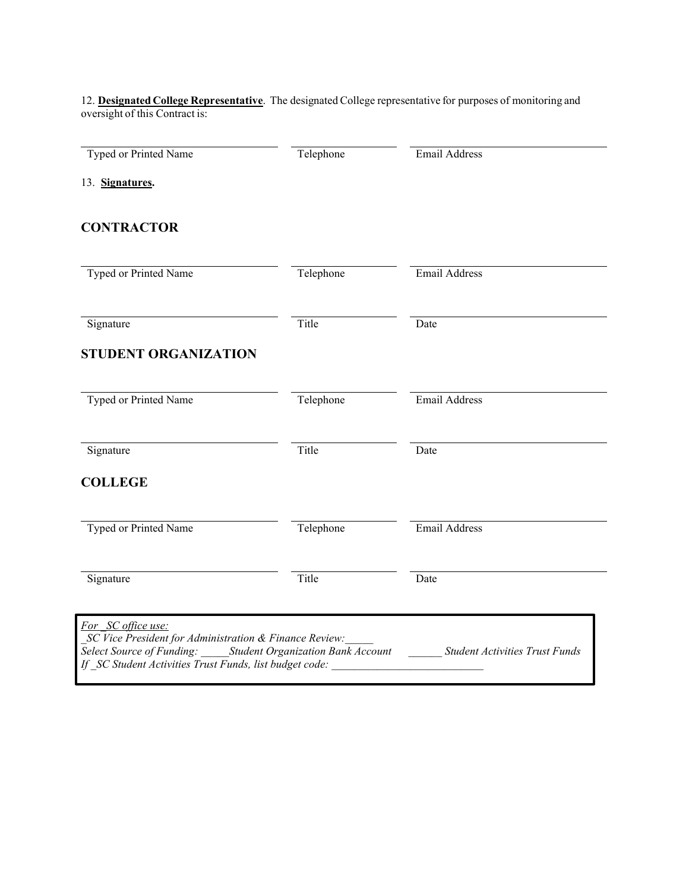12. **Designated College Representative**. The designated College representative for purposes of monitoring and oversight of this Contract is:

| | | |
|---|---|---|
| Typed or Printed Name | Telephone | Email Address |

13. **Signatures.**

## CONTRACTOR

| | | |
|---|---|---|
| Typed or Printed Name | Telephone | Email Address |
| Signature | Title | Date |

## STUDENT ORGANIZATION

| | | |
|---|---|---|
| Typed or Printed Name | Telephone | Email Address |
| Signature | Title | Date |

## COLLEGE

| | | |
|---|---|---|
| Typed or Printed Name | Telephone | Email Address |
| Signature | Title | Date |

*For _SC office use:*
*_SC Vice President for Administration & Finance Review:_____*
*Select Source of Funding: _____Student Organization Bank Account ______ Student Activities Trust Funds*
*If _SC Student Activities Trust Funds, list budget code: ___________________________*